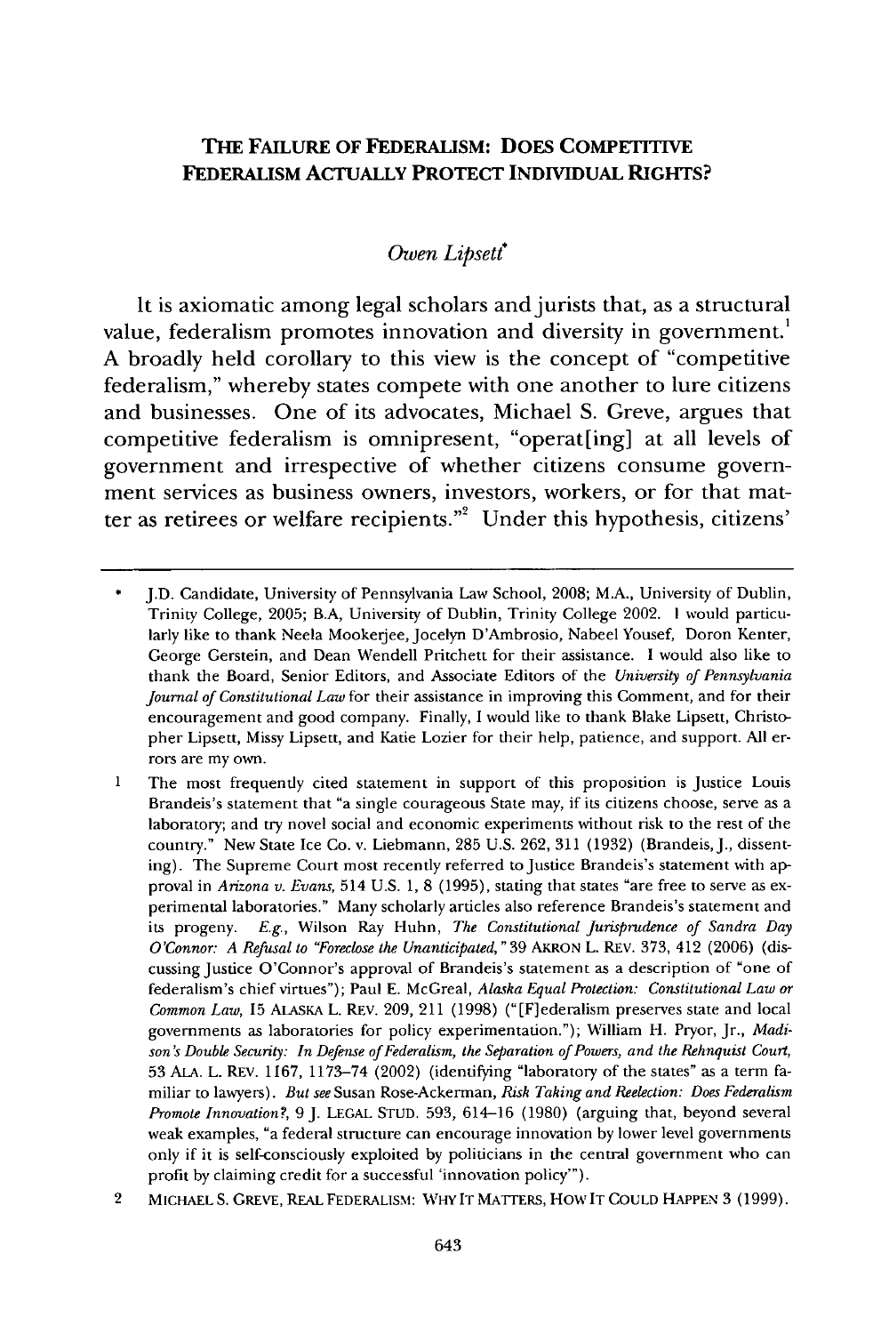# THE FAILURE OF FEDERALISM: DOES COMPETITIVE FEDERALISM ACTUALLY PROTECT INDIVIDUAL RIGHTS?

*Owen Lipsett*[*]

It is axiomatic among legal scholars and jurists that, as a structural value, federalism promotes innovation and diversity in government.[1] A broadly held corollary to this view is the concept of "competitive federalism," whereby states compete with one another to lure citizens and businesses. One of its advocates, Michael S. Greve, argues that competitive federalism is omnipresent, "operat[ing] at all levels of government and irrespective of whether citizens consume government services as business owners, investors, workers, or for that matter as retirees or welfare recipients."[2] Under this hypothesis, citizens'

---

\* J.D. Candidate, University of Pennsylvania Law School, 2008; M.A., University of Dublin, Trinity College, 2005; B.A, University of Dublin, Trinity College 2002. I would particularly like to thank Neela Mookerjee, Jocelyn D'Ambrosio, Nabeel Yousef, Doron Kenter, George Gerstein, and Dean Wendell Pritchett for their assistance. I would also like to thank the Board, Senior Editors, and Associate Editors of the *University of Pennsylvania Journal of Constitutional Law* for their assistance in improving this Comment, and for their encouragement and good company. Finally, I would like to thank Blake Lipsett, Christopher Lipsett, Missy Lipsett, and Katie Lozier for their help, patience, and support. All errors are my own.

1 The most frequently cited statement in support of this proposition is Justice Louis Brandeis's statement that "a single courageous State may, if its citizens choose, serve as a laboratory; and try novel social and economic experiments without risk to the rest of the country." New State Ice Co. v. Liebmann, 285 U.S. 262, 311 (1932) (Brandeis, J., dissenting). The Supreme Court most recently referred to Justice Brandeis's statement with approval in *Arizona v. Evans*, 514 U.S. 1, 8 (1995), stating that states "are free to serve as experimental laboratories." Many scholarly articles also reference Brandeis's statement and its progeny. *E.g.*, Wilson Ray Huhn, *The Constitutional Jurisprudence of Sandra Day O'Connor: A Refusal to "Foreclose the Unanticipated,"* 39 AKRON L. REV. 373, 412 (2006) (discussing Justice O'Connor's approval of Brandeis's statement as a description of "one of federalism's chief virtues"); Paul E. McGreal, *Alaska Equal Protection: Constitutional Law or Common Law*, 15 ALASKA L. REV. 209, 211 (1998) ("[F]ederalism preserves state and local governments as laboratories for policy experimentation."); William H. Pryor, Jr., *Madison's Double Security: In Defense of Federalism, the Separation of Powers, and the Rehnquist Court*, 53 ALA. L. REV. 1167, 1173–74 (2002) (identifying "laboratory of the states" as a term familiar to lawyers). *But see* Susan Rose-Ackerman, *Risk Taking and Reelection: Does Federalism Promote Innovation?*, 9 J. LEGAL STUD. 593, 614–16 (1980) (arguing that, beyond several weak examples, "a federal structure can encourage innovation by lower level governments only if it is self-consciously exploited by politicians in the central government who can profit by claiming credit for a successful 'innovation policy'").

2 MICHAEL S. GREVE, REAL FEDERALISM: WHY IT MATTERS, HOW IT COULD HAPPEN 3 (1999).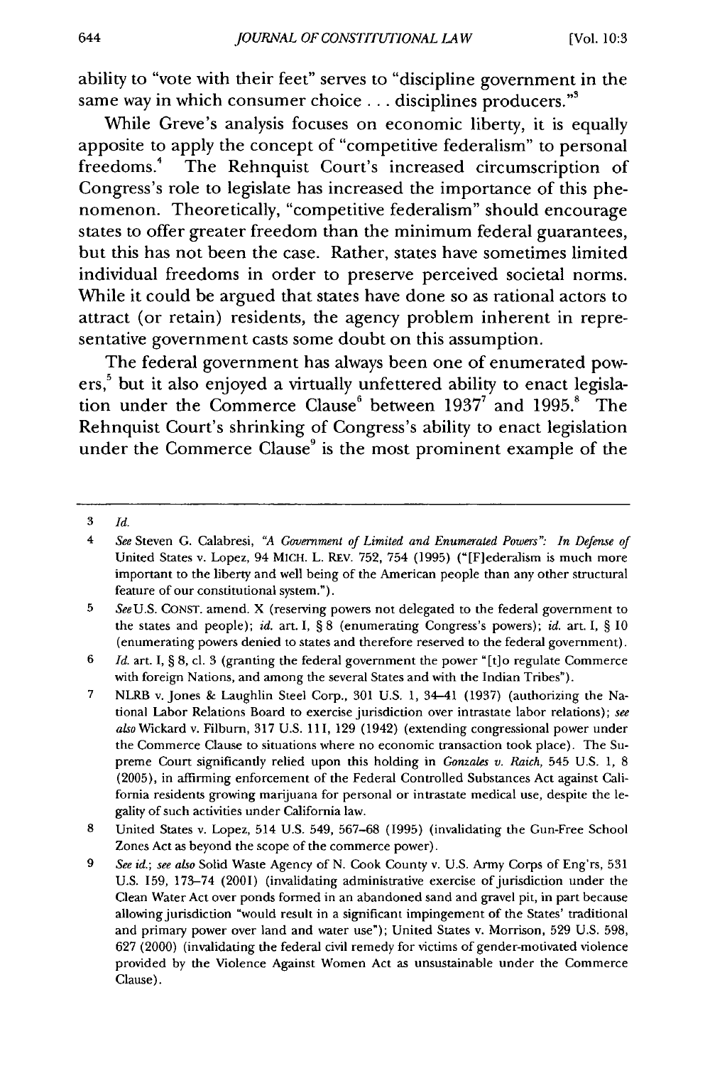ability to "vote with their feet" serves to "discipline government in the same way in which consumer choice . . . disciplines producers."[3]

While Greve's analysis focuses on economic liberty, it is equally apposite to apply the concept of "competitive federalism" to personal freedoms.[4] The Rehnquist Court's increased circumscription of Congress's role to legislate has increased the importance of this phenomenon. Theoretically, "competitive federalism" should encourage states to offer greater freedom than the minimum federal guarantees, but this has not been the case. Rather, states have sometimes limited individual freedoms in order to preserve perceived societal norms. While it could be argued that states have done so as rational actors to attract (or retain) residents, the agency problem inherent in representative government casts some doubt on this assumption.

The federal government has always been one of enumerated powers,[5] but it also enjoyed a virtually unfettered ability to enact legislation under the Commerce Clause[6] between 1937[7] and 1995.[8] The Rehnquist Court's shrinking of Congress's ability to enact legislation under the Commerce Clause[9] is the most prominent example of the

---

3 *Id.*

4 *See* Steven G. Calabresi, *"A Government of Limited and Enumerated Powers": In Defense of* United States v. Lopez, 94 MICH. L. REV. 752, 754 (1995) ("[F]ederalism is much more important to the liberty and well being of the American people than any other structural feature of our constitutional system.").

5 *See* U.S. CONST. amend. X (reserving powers not delegated to the federal government to the states and people); *id.* art. I, § 8 (enumerating Congress's powers); *id.* art. I, § 10 (enumerating powers denied to states and therefore reserved to the federal government).

6 *Id.* art. I, § 8, cl. 3 (granting the federal government the power "[t]o regulate Commerce with foreign Nations, and among the several States and with the Indian Tribes").

7 NLRB v. Jones & Laughlin Steel Corp., 301 U.S. 1, 34–41 (1937) (authorizing the National Labor Relations Board to exercise jurisdiction over intrastate labor relations); *see also* Wickard v. Filburn, 317 U.S. 111, 129 (1942) (extending congressional power under the Commerce Clause to situations where no economic transaction took place). The Supreme Court significantly relied upon this holding in *Gonzales v. Raich*, 545 U.S. 1, 8 (2005), in affirming enforcement of the Federal Controlled Substances Act against California residents growing marijuana for personal or intrastate medical use, despite the legality of such activities under California law.

8 United States v. Lopez, 514 U.S. 549, 567–68 (1995) (invalidating the Gun-Free School Zones Act as beyond the scope of the commerce power).

9 *See id.*; *see also* Solid Waste Agency of N. Cook County v. U.S. Army Corps of Eng'rs, 531 U.S. 159, 173–74 (2001) (invalidating administrative exercise of jurisdiction under the Clean Water Act over ponds formed in an abandoned sand and gravel pit, in part because allowing jurisdiction "would result in a significant impingement of the States' traditional and primary power over land and water use"); United States v. Morrison, 529 U.S. 598, 627 (2000) (invalidating the federal civil remedy for victims of gender-motivated violence provided by the Violence Against Women Act as unsustainable under the Commerce Clause).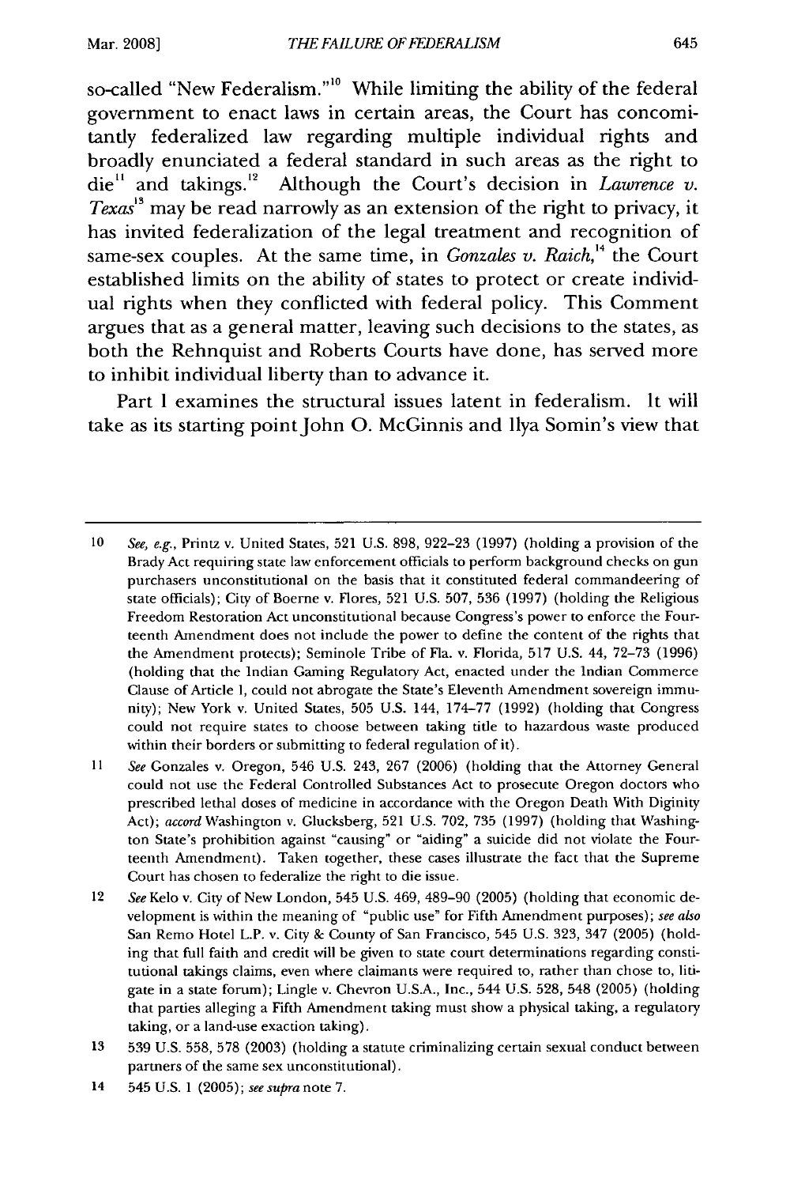so-called "New Federalism."[10] While limiting the ability of the federal government to enact laws in certain areas, the Court has concomitantly federalized law regarding multiple individual rights and broadly enunciated a federal standard in such areas as the right to die[11] and takings.[12] Although the Court's decision in *Lawrence v. Texas*[13] may be read narrowly as an extension of the right to privacy, it has invited federalization of the legal treatment and recognition of same-sex couples. At the same time, in *Gonzales v. Raich*,[14] the Court established limits on the ability of states to protect or create individual rights when they conflicted with federal policy. This Comment argues that as a general matter, leaving such decisions to the states, as both the Rehnquist and Roberts Courts have done, has served more to inhibit individual liberty than to advance it.

Part I examines the structural issues latent in federalism. It will take as its starting point John O. McGinnis and Ilya Somin's view that

---

10 *See, e.g.*, Printz v. United States, 521 U.S. 898, 922–23 (1997) (holding a provision of the Brady Act requiring state law enforcement officials to perform background checks on gun purchasers unconstitutional on the basis that it constituted federal commandeering of state officials); City of Boerne v. Flores, 521 U.S. 507, 536 (1997) (holding the Religious Freedom Restoration Act unconstitutional because Congress's power to enforce the Fourteenth Amendment does not include the power to define the content of the rights that the Amendment protects); Seminole Tribe of Fla. v. Florida, 517 U.S. 44, 72–73 (1996) (holding that the Indian Gaming Regulatory Act, enacted under the Indian Commerce Clause of Article I, could not abrogate the State's Eleventh Amendment sovereign immunity); New York v. United States, 505 U.S. 144, 174–77 (1992) (holding that Congress could not require states to choose between taking title to hazardous waste produced within their borders or submitting to federal regulation of it).

11 *See* Gonzales v. Oregon, 546 U.S. 243, 267 (2006) (holding that the Attorney General could not use the Federal Controlled Substances Act to prosecute Oregon doctors who prescribed lethal doses of medicine in accordance with the Oregon Death With Diginity Act); *accord* Washington v. Glucksberg, 521 U.S. 702, 735 (1997) (holding that Washington State's prohibition against "causing" or "aiding" a suicide did not violate the Fourteenth Amendment). Taken together, these cases illustrate the fact that the Supreme Court has chosen to federalize the right to die issue.

12 *See* Kelo v. City of New London, 545 U.S. 469, 489–90 (2005) (holding that economic development is within the meaning of "public use" for Fifth Amendment purposes); *see also* San Remo Hotel L.P. v. City & County of San Francisco, 545 U.S. 323, 347 (2005) (holding that full faith and credit will be given to state court determinations regarding constitutional takings claims, even where claimants were required to, rather than chose to, litigate in a state forum); Lingle v. Chevron U.S.A., Inc., 544 U.S. 528, 548 (2005) (holding that parties alleging a Fifth Amendment taking must show a physical taking, a regulatory taking, or a land-use exaction taking).

13 539 U.S. 558, 578 (2003) (holding a statute criminalizing certain sexual conduct between partners of the same sex unconstitutional).

14 545 U.S. 1 (2005); *see supra* note 7.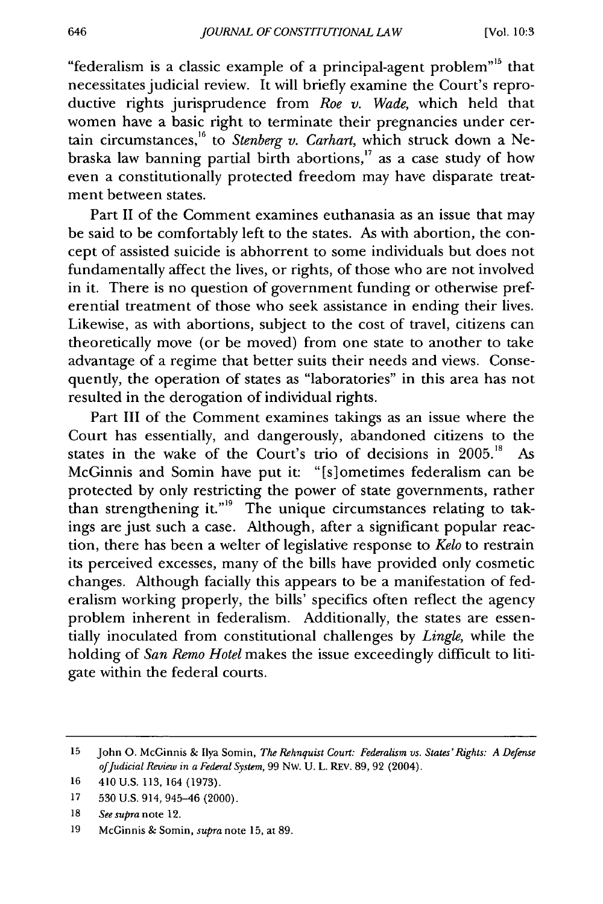"federalism is a classic example of a principal-agent problem"[15] that necessitates judicial review. It will briefly examine the Court's reproductive rights jurisprudence from *Roe v. Wade*, which held that women have a basic right to terminate their pregnancies under certain circumstances,[16] to *Stenberg v. Carhart*, which struck down a Nebraska law banning partial birth abortions,[17] as a case study of how even a constitutionally protected freedom may have disparate treatment between states.

Part II of the Comment examines euthanasia as an issue that may be said to be comfortably left to the states. As with abortion, the concept of assisted suicide is abhorrent to some individuals but does not fundamentally affect the lives, or rights, of those who are not involved in it. There is no question of government funding or otherwise preferential treatment of those who seek assistance in ending their lives. Likewise, as with abortions, subject to the cost of travel, citizens can theoretically move (or be moved) from one state to another to take advantage of a regime that better suits their needs and views. Consequently, the operation of states as "laboratories" in this area has not resulted in the derogation of individual rights.

Part III of the Comment examines takings as an issue where the Court has essentially, and dangerously, abandoned citizens to the states in the wake of the Court's trio of decisions in 2005.[18] As McGinnis and Somin have put it: "[s]ometimes federalism can be protected by only restricting the power of state governments, rather than strengthening it."[19] The unique circumstances relating to takings are just such a case. Although, after a significant popular reaction, there has been a welter of legislative response to *Kelo* to restrain its perceived excesses, many of the bills have provided only cosmetic changes. Although facially this appears to be a manifestation of federalism working properly, the bills' specifics often reflect the agency problem inherent in federalism. Additionally, the states are essentially inoculated from constitutional challenges by *Lingle*, while the holding of *San Remo Hotel* makes the issue exceedingly difficult to litigate within the federal courts.

---

15 John O. McGinnis & Ilya Somin, *The Rehnquist Court: Federalism vs. States' Rights: A Defense of Judicial Review in a Federal System*, 99 NW. U. L. REV. 89, 92 (2004).

16 410 U.S. 113, 164 (1973).

17 530 U.S. 914, 945–46 (2000).

18 *See supra* note 12.

19 McGinnis & Somin, *supra* note 15, at 89.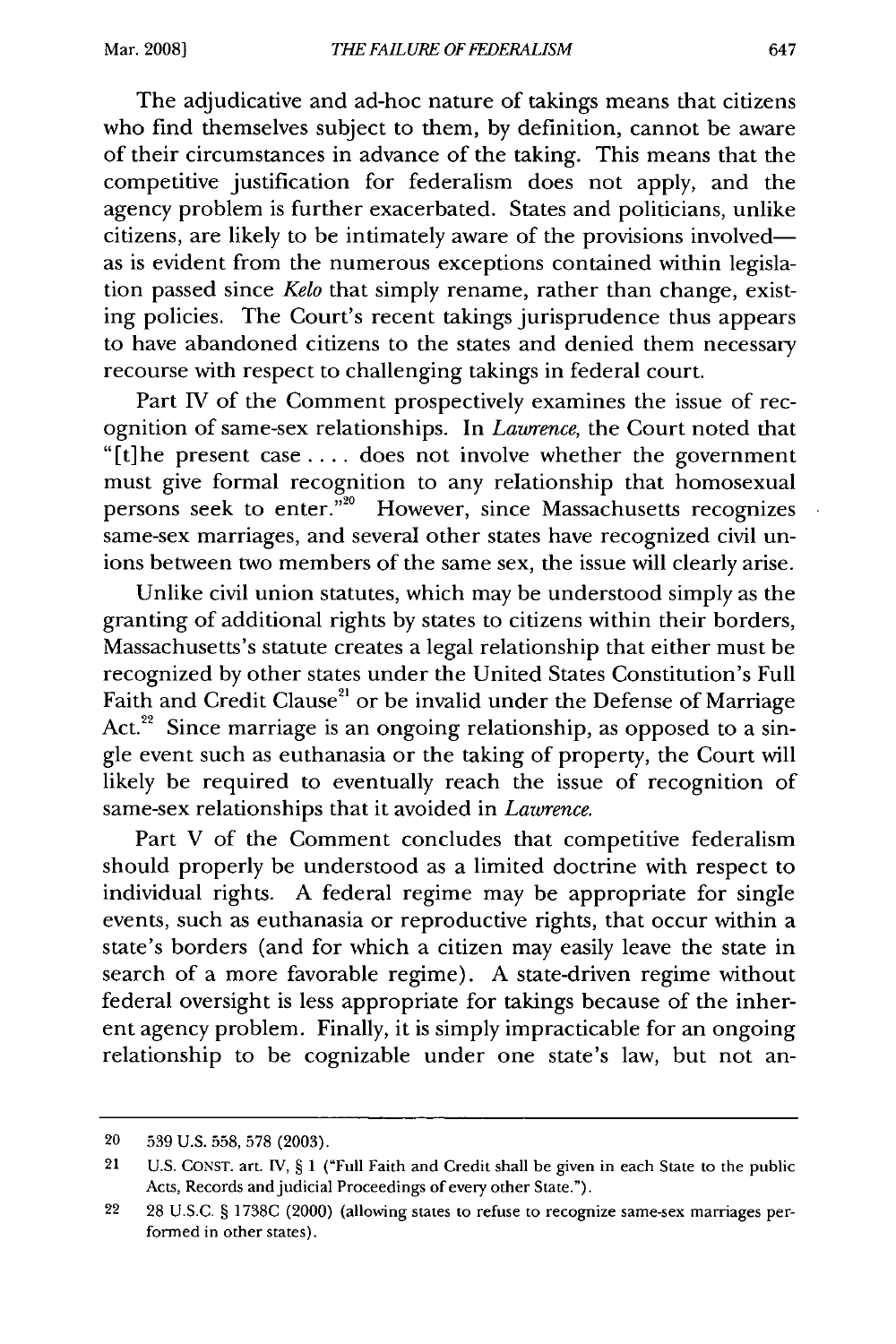The adjudicative and ad-hoc nature of takings means that citizens who find themselves subject to them, by definition, cannot be aware of their circumstances in advance of the taking. This means that the competitive justification for federalism does not apply, and the agency problem is further exacerbated. States and politicians, unlike citizens, are likely to be intimately aware of the provisions involved—as is evident from the numerous exceptions contained within legislation passed since *Kelo* that simply rename, rather than change, existing policies. The Court's recent takings jurisprudence thus appears to have abandoned citizens to the states and denied them necessary recourse with respect to challenging takings in federal court.

Part IV of the Comment prospectively examines the issue of recognition of same-sex relationships. In *Lawrence*, the Court noted that "[t]he present case . . . . does not involve whether the government must give formal recognition to any relationship that homosexual persons seek to enter."[20] However, since Massachusetts recognizes same-sex marriages, and several other states have recognized civil unions between two members of the same sex, the issue will clearly arise.

Unlike civil union statutes, which may be understood simply as the granting of additional rights by states to citizens within their borders, Massachusetts's statute creates a legal relationship that either must be recognized by other states under the United States Constitution's Full Faith and Credit Clause[21] or be invalid under the Defense of Marriage Act.[22] Since marriage is an ongoing relationship, as opposed to a single event such as euthanasia or the taking of property, the Court will likely be required to eventually reach the issue of recognition of same-sex relationships that it avoided in *Lawrence*.

Part V of the Comment concludes that competitive federalism should properly be understood as a limited doctrine with respect to individual rights. A federal regime may be appropriate for single events, such as euthanasia or reproductive rights, that occur within a state's borders (and for which a citizen may easily leave the state in search of a more favorable regime). A state-driven regime without federal oversight is less appropriate for takings because of the inherent agency problem. Finally, it is simply impracticable for an ongoing relationship to be cognizable under one state's law, but not an-

---

20 539 U.S. 558, 578 (2003).

21 U.S. CONST. art. IV, § 1 ("Full Faith and Credit shall be given in each State to the public Acts, Records and judicial Proceedings of every other State.").

22 28 U.S.C. § 1738C (2000) (allowing states to refuse to recognize same-sex marriages performed in other states).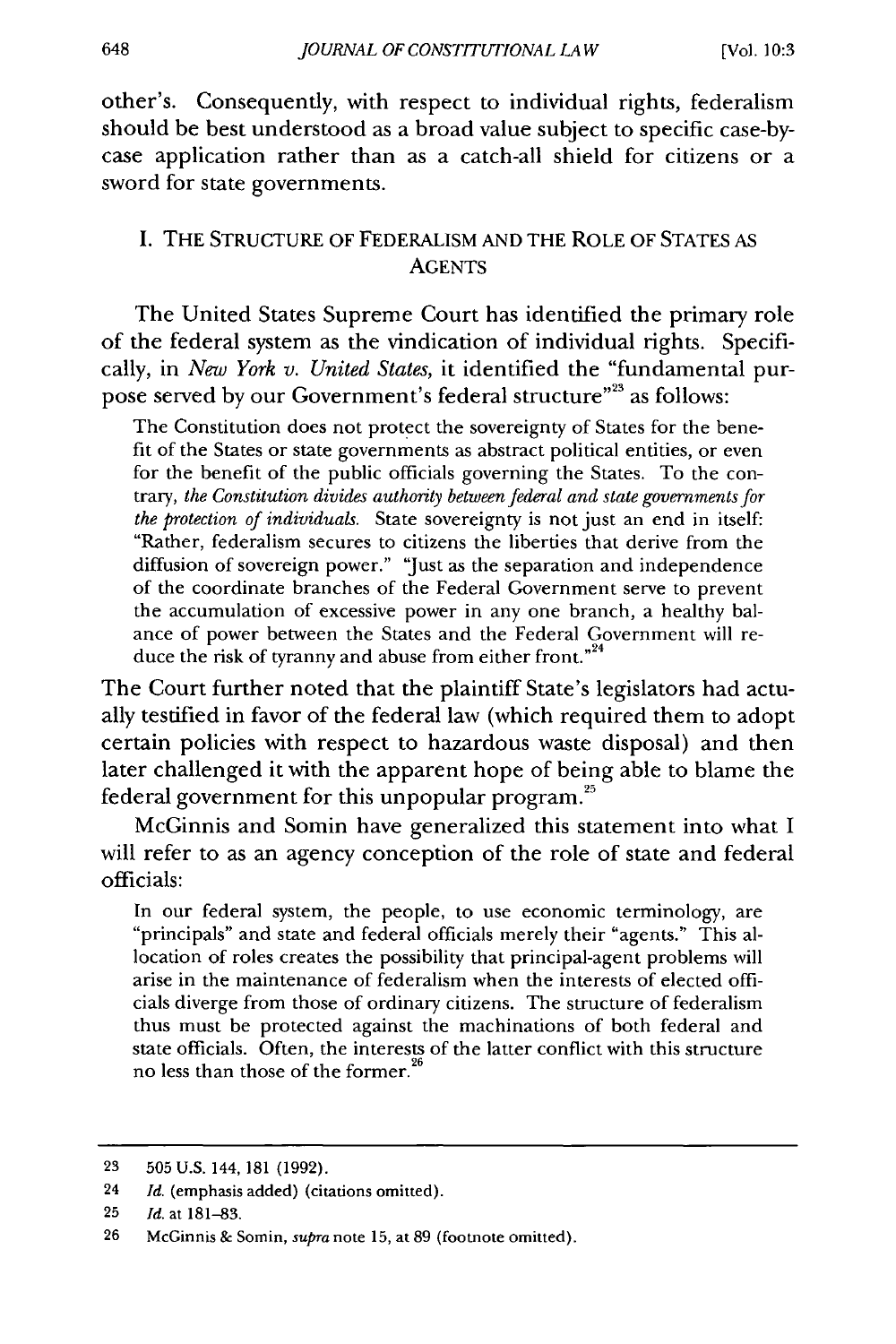other's. Consequently, with respect to individual rights, federalism should be best understood as a broad value subject to specific case-by-case application rather than as a catch-all shield for citizens or a sword for state governments.

## I. THE STRUCTURE OF FEDERALISM AND THE ROLE OF STATES AS AGENTS

The United States Supreme Court has identified the primary role of the federal system as the vindication of individual rights. Specifically, in *New York v. United States*, it identified the "fundamental purpose served by our Government's federal structure"[23] as follows:

> The Constitution does not protect the sovereignty of States for the benefit of the States or state governments as abstract political entities, or even for the benefit of the public officials governing the States. To the contrary, *the Constitution divides authority between federal and state governments for the protection of individuals.* State sovereignty is not just an end in itself: "Rather, federalism secures to citizens the liberties that derive from the diffusion of sovereign power." "Just as the separation and independence of the coordinate branches of the Federal Government serve to prevent the accumulation of excessive power in any one branch, a healthy balance of power between the States and the Federal Government will reduce the risk of tyranny and abuse from either front."[24]

The Court further noted that the plaintiff State's legislators had actually testified in favor of the federal law (which required them to adopt certain policies with respect to hazardous waste disposal) and then later challenged it with the apparent hope of being able to blame the federal government for this unpopular program.[25]

McGinnis and Somin have generalized this statement into what I will refer to as an agency conception of the role of state and federal officials:

> In our federal system, the people, to use economic terminology, are "principals" and state and federal officials merely their "agents." This allocation of roles creates the possibility that principal-agent problems will arise in the maintenance of federalism when the interests of elected officials diverge from those of ordinary citizens. The structure of federalism thus must be protected against the machinations of both federal and state officials. Often, the interests of the latter conflict with this structure no less than those of the former.[26]

---

23 505 U.S. 144, 181 (1992).

24 *Id.* (emphasis added) (citations omitted).

25 *Id.* at 181–83.

26 McGinnis & Somin, *supra* note 15, at 89 (footnote omitted).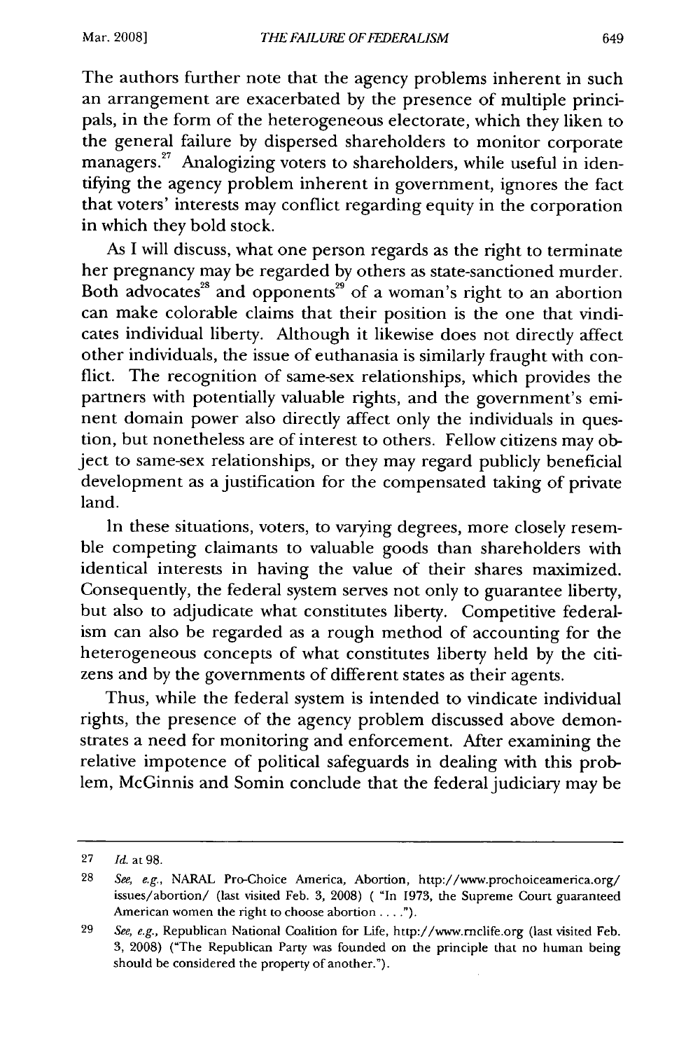The authors further note that the agency problems inherent in such an arrangement are exacerbated by the presence of multiple principals, in the form of the heterogeneous electorate, which they liken to the general failure by dispersed shareholders to monitor corporate managers.[27] Analogizing voters to shareholders, while useful in identifying the agency problem inherent in government, ignores the fact that voters' interests may conflict regarding equity in the corporation in which they bold stock.

As I will discuss, what one person regards as the right to terminate her pregnancy may be regarded by others as state-sanctioned murder. Both advocates[28] and opponents[29] of a woman's right to an abortion can make colorable claims that their position is the one that vindicates individual liberty. Although it likewise does not directly affect other individuals, the issue of euthanasia is similarly fraught with conflict. The recognition of same-sex relationships, which provides the partners with potentially valuable rights, and the government's eminent domain power also directly affect only the individuals in question, but nonetheless are of interest to others. Fellow citizens may object to same-sex relationships, or they may regard publicly beneficial development as a justification for the compensated taking of private land.

In these situations, voters, to varying degrees, more closely resemble competing claimants to valuable goods than shareholders with identical interests in having the value of their shares maximized. Consequently, the federal system serves not only to guarantee liberty, but also to adjudicate what constitutes liberty. Competitive federalism can also be regarded as a rough method of accounting for the heterogeneous concepts of what constitutes liberty held by the citizens and by the governments of different states as their agents.

Thus, while the federal system is intended to vindicate individual rights, the presence of the agency problem discussed above demonstrates a need for monitoring and enforcement. After examining the relative impotence of political safeguards in dealing with this problem, McGinnis and Somin conclude that the federal judiciary may be

---

27 *Id.* at 98.

28 *See, e.g.*, NARAL Pro-Choice America, Abortion, http://www.prochoiceamerica.org/issues/abortion/ (last visited Feb. 3, 2008) ( "In 1973, the Supreme Court guaranteed American women the right to choose abortion . . . .").

29 *See, e.g.*, Republican National Coalition for Life, http://www.rnclife.org (last visited Feb. 3, 2008) ("The Republican Party was founded on the principle that no human being should be considered the property of another.").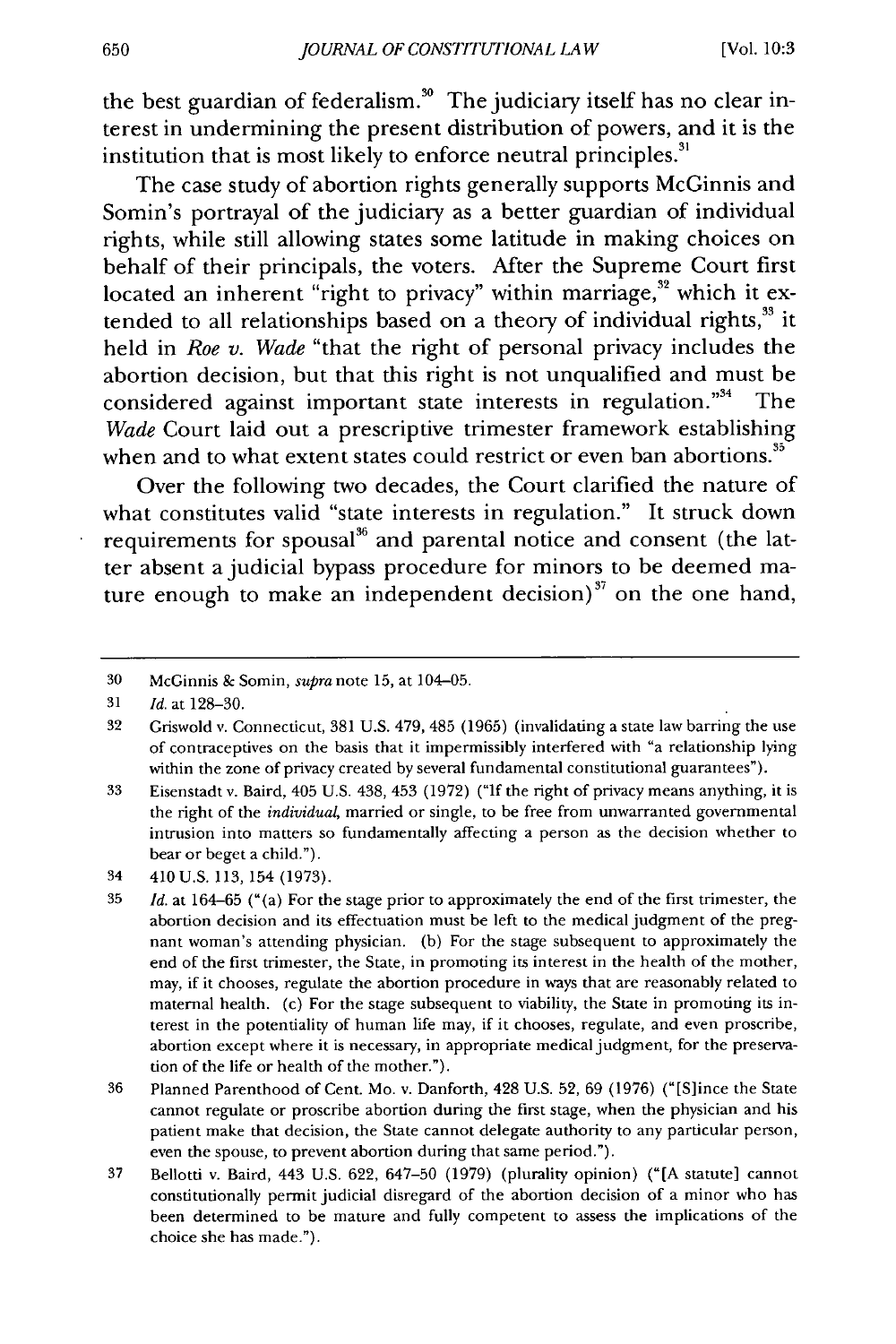the best guardian of federalism.[30] The judiciary itself has no clear interest in undermining the present distribution of powers, and it is the institution that is most likely to enforce neutral principles.[31]

The case study of abortion rights generally supports McGinnis and Somin's portrayal of the judiciary as a better guardian of individual rights, while still allowing states some latitude in making choices on behalf of their principals, the voters. After the Supreme Court first located an inherent "right to privacy" within marriage,[32] which it extended to all relationships based on a theory of individual rights,[33] it held in *Roe v. Wade* "that the right of personal privacy includes the abortion decision, but that this right is not unqualified and must be considered against important state interests in regulation."[34] The *Wade* Court laid out a prescriptive trimester framework establishing when and to what extent states could restrict or even ban abortions.[35]

Over the following two decades, the Court clarified the nature of what constitutes valid "state interests in regulation." It struck down requirements for spousal[36] and parental notice and consent (the latter absent a judicial bypass procedure for minors to be deemed mature enough to make an independent decision)[37] on the one hand,

---

30 McGinnis & Somin, *supra* note 15, at 104–05.

31 *Id.* at 128–30.

32 Griswold v. Connecticut, 381 U.S. 479, 485 (1965) (invalidating a state law barring the use of contraceptives on the basis that it impermissibly interfered with "a relationship lying within the zone of privacy created by several fundamental constitutional guarantees").

33 Eisenstadt v. Baird, 405 U.S. 438, 453 (1972) ("If the right of privacy means anything, it is the right of the *individual*, married or single, to be free from unwarranted governmental intrusion into matters so fundamentally affecting a person as the decision whether to bear or beget a child.").

34 410 U.S. 113, 154 (1973).

35 *Id.* at 164–65 ("(a) For the stage prior to approximately the end of the first trimester, the abortion decision and its effectuation must be left to the medical judgment of the pregnant woman's attending physician. (b) For the stage subsequent to approximately the end of the first trimester, the State, in promoting its interest in the health of the mother, may, if it chooses, regulate the abortion procedure in ways that are reasonably related to maternal health. (c) For the stage subsequent to viability, the State in promoting its interest in the potentiality of human life may, if it chooses, regulate, and even proscribe, abortion except where it is necessary, in appropriate medical judgment, for the preservation of the life or health of the mother.").

36 Planned Parenthood of Cent. Mo. v. Danforth, 428 U.S. 52, 69 (1976) ("[S]ince the State cannot regulate or proscribe abortion during the first stage, when the physician and his patient make that decision, the State cannot delegate authority to any particular person, even the spouse, to prevent abortion during that same period.").

37 Bellotti v. Baird, 443 U.S. 622, 647–50 (1979) (plurality opinion) ("[A statute] cannot constitutionally permit judicial disregard of the abortion decision of a minor who has been determined to be mature and fully competent to assess the implications of the choice she has made.").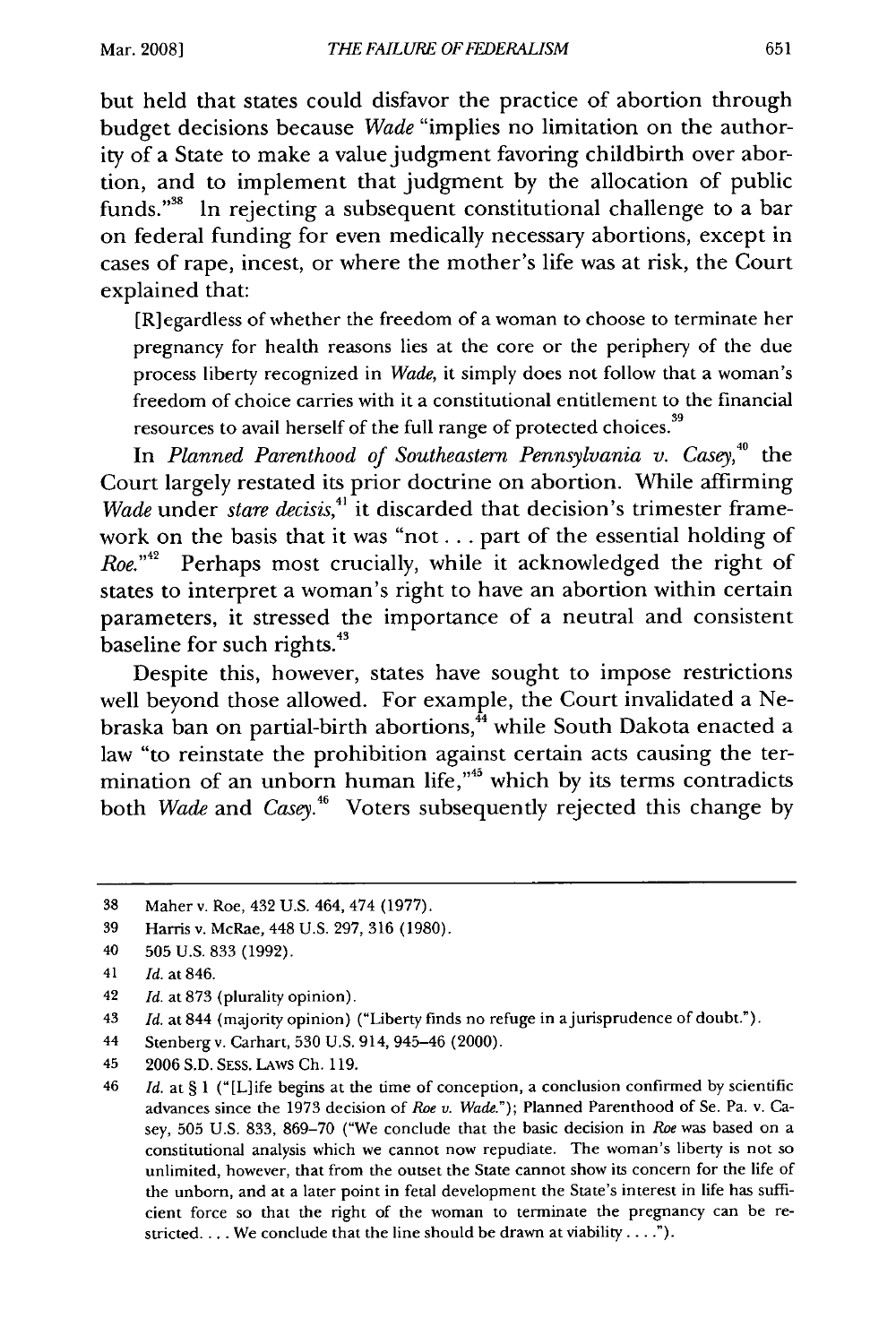but held that states could disfavor the practice of abortion through budget decisions because *Wade* "implies no limitation on the authority of a State to make a value judgment favoring childbirth over abortion, and to implement that judgment by the allocation of public funds."[38] In rejecting a subsequent constitutional challenge to a bar on federal funding for even medically necessary abortions, except in cases of rape, incest, or where the mother's life was at risk, the Court explained that:

> [R]egardless of whether the freedom of a woman to choose to terminate her pregnancy for health reasons lies at the core or the periphery of the due process liberty recognized in *Wade*, it simply does not follow that a woman's freedom of choice carries with it a constitutional entitlement to the financial resources to avail herself of the full range of protected choices.[39]

In *Planned Parenthood of Southeastern Pennsylvania v. Casey*,[40] the Court largely restated its prior doctrine on abortion. While affirming *Wade* under *stare decisis*,[41] it discarded that decision's trimester framework on the basis that it was "not . . . part of the essential holding of *Roe*."[42] Perhaps most crucially, while it acknowledged the right of states to interpret a woman's right to have an abortion within certain parameters, it stressed the importance of a neutral and consistent baseline for such rights.[43]

Despite this, however, states have sought to impose restrictions well beyond those allowed. For example, the Court invalidated a Nebraska ban on partial-birth abortions,[44] while South Dakota enacted a law "to reinstate the prohibition against certain acts causing the termination of an unborn human life,"[45] which by its terms contradicts both *Wade* and *Casey*.[46] Voters subsequently rejected this change by

---

38 Maher v. Roe, 432 U.S. 464, 474 (1977).

39 Harris v. McRae, 448 U.S. 297, 316 (1980).

40 505 U.S. 833 (1992).

41 *Id.* at 846.

42 *Id.* at 873 (plurality opinion).

43 *Id.* at 844 (majority opinion) ("Liberty finds no refuge in a jurisprudence of doubt.").

44 Stenberg v. Carhart, 530 U.S. 914, 945–46 (2000).

45 2006 S.D. SESS. LAWS Ch. 119.

46 *Id.* at § 1 ("[L]ife begins at the time of conception, a conclusion confirmed by scientific advances since the 1973 decision of *Roe v. Wade*."); Planned Parenthood of Se. Pa. v. Casey, 505 U.S. 833, 869–70 ("We conclude that the basic decision in *Roe* was based on a constitutional analysis which we cannot now repudiate. The woman's liberty is not so unlimited, however, that from the outset the State cannot show its concern for the life of the unborn, and at a later point in fetal development the State's interest in life has sufficient force so that the right of the woman to terminate the pregnancy can be restricted. . . . We conclude that the line should be drawn at viability . . . .").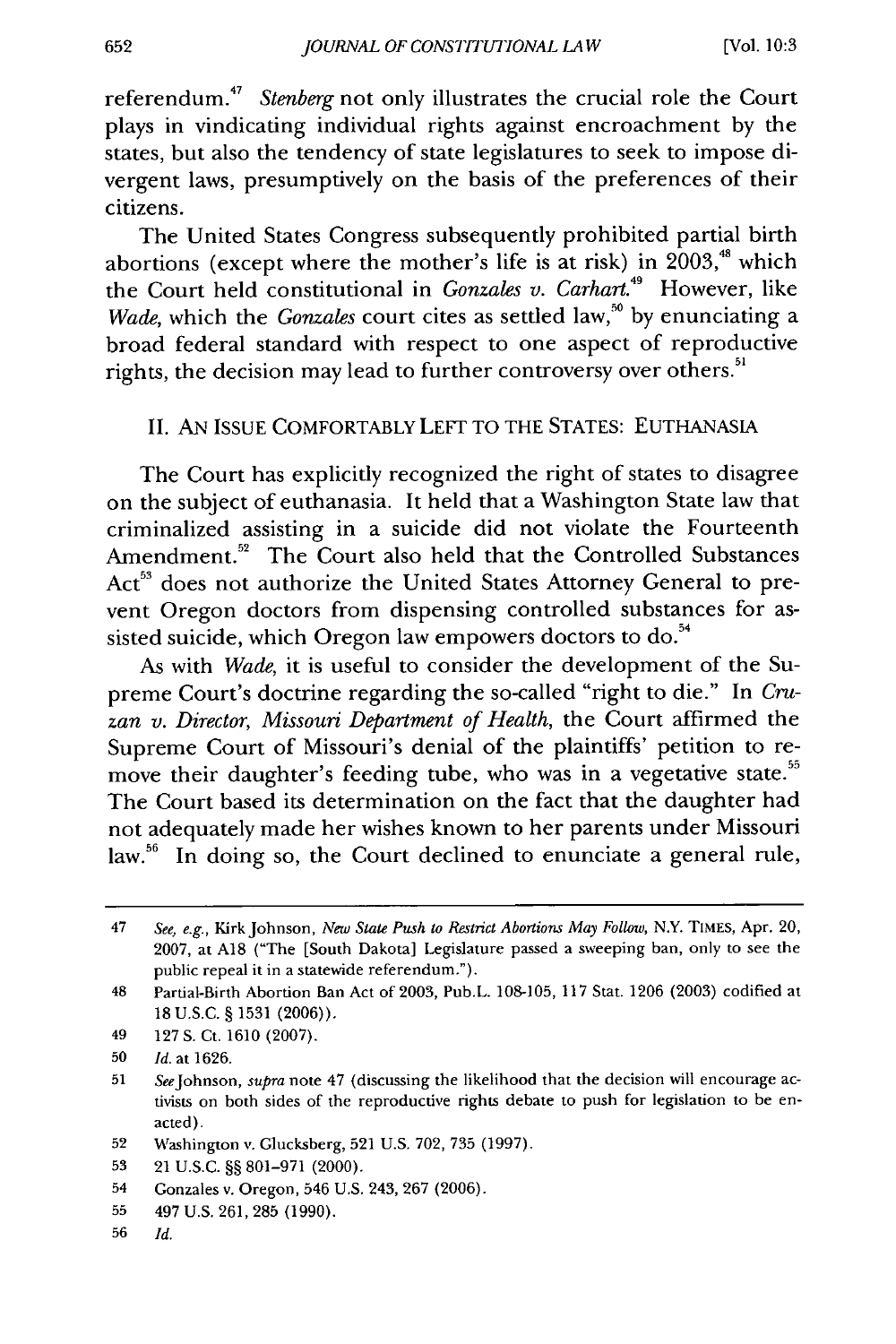referendum.[47] *Stenberg* not only illustrates the crucial role the Court plays in vindicating individual rights against encroachment by the states, but also the tendency of state legislatures to seek to impose divergent laws, presumptively on the basis of the preferences of their citizens.

The United States Congress subsequently prohibited partial birth abortions (except where the mother's life is at risk) in 2003,[48] which the Court held constitutional in *Gonzales v. Carhart*.[49] However, like *Wade*, which the *Gonzales* court cites as settled law,[50] by enunciating a broad federal standard with respect to one aspect of reproductive rights, the decision may lead to further controversy over others.[51]

## II. AN ISSUE COMFORTABLY LEFT TO THE STATES: EUTHANASIA

The Court has explicitly recognized the right of states to disagree on the subject of euthanasia. It held that a Washington State law that criminalized assisting in a suicide did not violate the Fourteenth Amendment.[52] The Court also held that the Controlled Substances Act[53] does not authorize the United States Attorney General to prevent Oregon doctors from dispensing controlled substances for assisted suicide, which Oregon law empowers doctors to do.[54]

As with *Wade*, it is useful to consider the development of the Supreme Court's doctrine regarding the so-called "right to die." In *Cruzan v. Director, Missouri Department of Health*, the Court affirmed the Supreme Court of Missouri's denial of the plaintiffs' petition to remove their daughter's feeding tube, who was in a vegetative state.[55] The Court based its determination on the fact that the daughter had not adequately made her wishes known to her parents under Missouri law.[56] In doing so, the Court declined to enunciate a general rule,

---

47 *See, e.g.*, Kirk Johnson, *New State Push to Restrict Abortions May Follow*, N.Y. TIMES, Apr. 20, 2007, at A18 ("The [South Dakota] Legislature passed a sweeping ban, only to see the public repeal it in a statewide referendum.").

48 Partial-Birth Abortion Ban Act of 2003, Pub.L. 108-105, 117 Stat. 1206 (2003) codified at 18 U.S.C. § 1531 (2006)).

49 127 S. Ct. 1610 (2007).

50 *Id.* at 1626.

51 *See* Johnson, *supra* note 47 (discussing the likelihood that the decision will encourage activists on both sides of the reproductive rights debate to push for legislation to be enacted).

52 Washington v. Glucksberg, 521 U.S. 702, 735 (1997).

53 21 U.S.C. §§ 801–971 (2000).

54 Gonzales v. Oregon, 546 U.S. 243, 267 (2006).

55 497 U.S. 261, 285 (1990).

56 *Id.*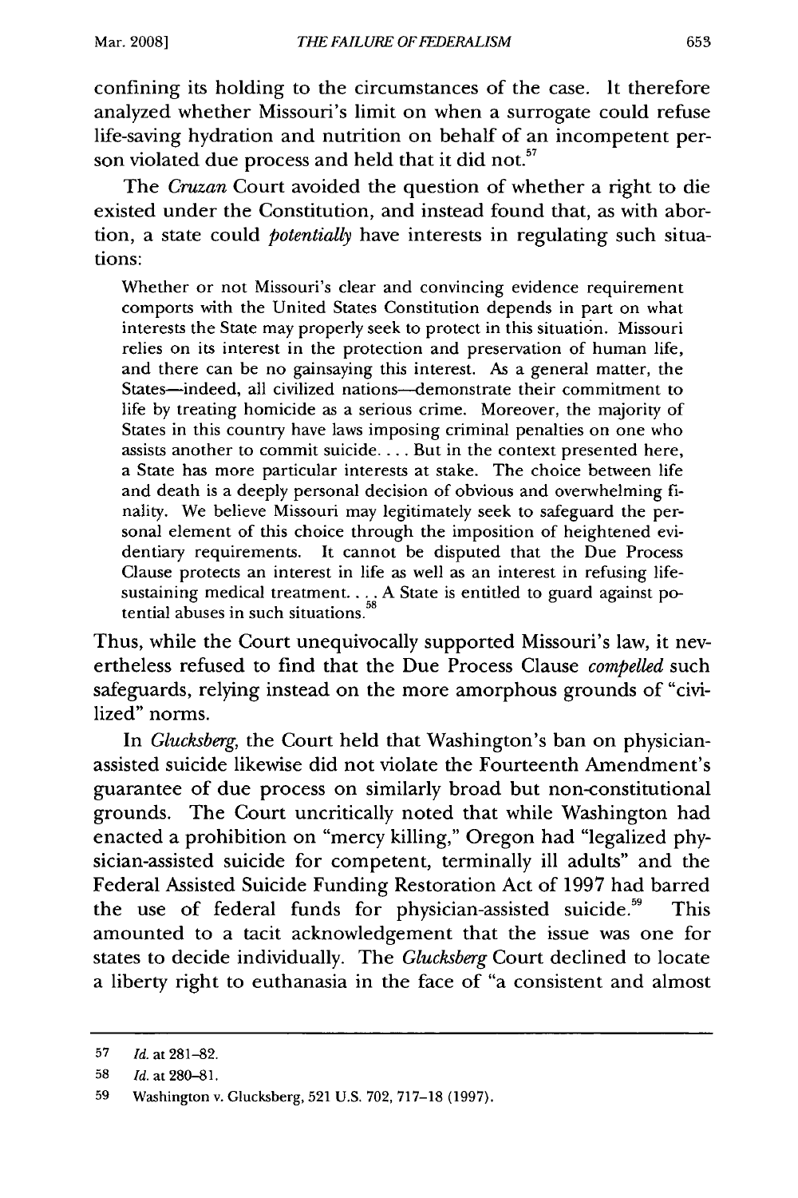confining its holding to the circumstances of the case. It therefore analyzed whether Missouri's limit on when a surrogate could refuse life-saving hydration and nutrition on behalf of an incompetent person violated due process and held that it did not.[57]

The *Cruzan* Court avoided the question of whether a right to die existed under the Constitution, and instead found that, as with abortion, a state could *potentially* have interests in regulating such situations:

> Whether or not Missouri's clear and convincing evidence requirement comports with the United States Constitution depends in part on what interests the State may properly seek to protect in this situation. Missouri relies on its interest in the protection and preservation of human life, and there can be no gainsaying this interest. As a general matter, the States—indeed, all civilized nations—demonstrate their commitment to life by treating homicide as a serious crime. Moreover, the majority of States in this country have laws imposing criminal penalties on one who assists another to commit suicide. . . . But in the context presented here, a State has more particular interests at stake. The choice between life and death is a deeply personal decision of obvious and overwhelming finality. We believe Missouri may legitimately seek to safeguard the personal element of this choice through the imposition of heightened evidentiary requirements. It cannot be disputed that the Due Process Clause protects an interest in life as well as an interest in refusing life-sustaining medical treatment. . . . A State is entitled to guard against potential abuses in such situations.[58]

Thus, while the Court unequivocally supported Missouri's law, it nevertheless refused to find that the Due Process Clause *compelled* such safeguards, relying instead on the more amorphous grounds of "civilized" norms.

In *Glucksberg*, the Court held that Washington's ban on physician-assisted suicide likewise did not violate the Fourteenth Amendment's guarantee of due process on similarly broad but non-constitutional grounds. The Court uncritically noted that while Washington had enacted a prohibition on "mercy killing," Oregon had "legalized physician-assisted suicide for competent, terminally ill adults" and the Federal Assisted Suicide Funding Restoration Act of 1997 had barred the use of federal funds for physician-assisted suicide.[59] This amounted to a tacit acknowledgement that the issue was one for states to decide individually. The *Glucksberg* Court declined to locate a liberty right to euthanasia in the face of "a consistent and almost

---

57 *Id.* at 281–82.

58 *Id.* at 280–81.

59 Washington v. Glucksberg, 521 U.S. 702, 717–18 (1997).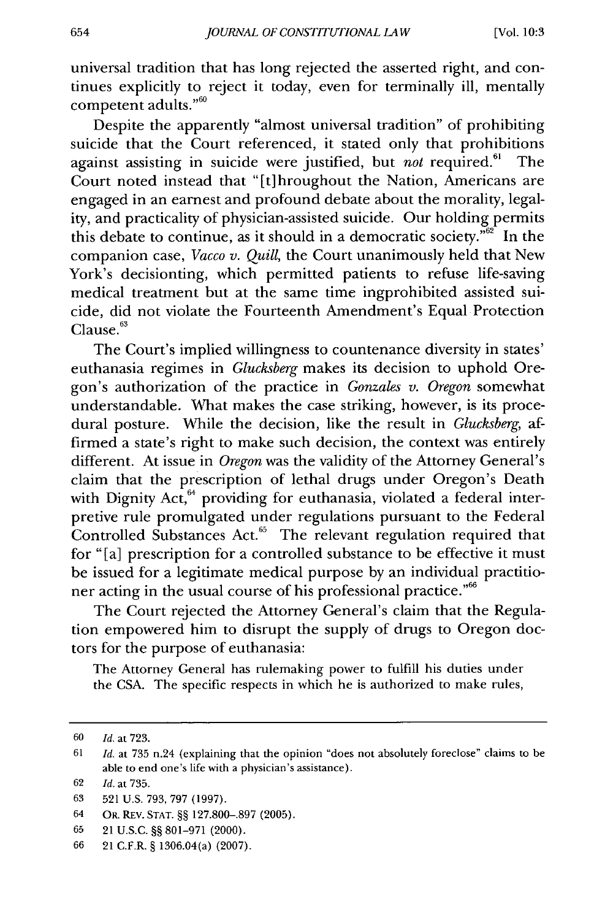universal tradition that has long rejected the asserted right, and continues explicitly to reject it today, even for terminally ill, mentally competent adults."[60]

Despite the apparently "almost universal tradition" of prohibiting suicide that the Court referenced, it stated only that prohibitions against assisting in suicide were justified, but *not* required.[61] The Court noted instead that "[t]hroughout the Nation, Americans are engaged in an earnest and profound debate about the morality, legality, and practicality of physician-assisted suicide. Our holding permits this debate to continue, as it should in a democratic society."[62] In the companion case, *Vacco v. Quill*, the Court unanimously held that New York's decisionting, which permitted patients to refuse life-saving medical treatment but at the same time ingprohibited assisted suicide, did not violate the Fourteenth Amendment's Equal Protection Clause.[63]

The Court's implied willingness to countenance diversity in states' euthanasia regimes in *Glucksberg* makes its decision to uphold Oregon's authorization of the practice in *Gonzales v. Oregon* somewhat understandable. What makes the case striking, however, is its procedural posture. While the decision, like the result in *Glucksberg*, affirmed a state's right to make such decision, the context was entirely different. At issue in *Oregon* was the validity of the Attorney General's claim that the prescription of lethal drugs under Oregon's Death with Dignity Act,[64] providing for euthanasia, violated a federal interpretive rule promulgated under regulations pursuant to the Federal Controlled Substances Act.[65] The relevant regulation required that for "[a] prescription for a controlled substance to be effective it must be issued for a legitimate medical purpose by an individual practitioner acting in the usual course of his professional practice."[66]

The Court rejected the Attorney General's claim that the Regulation empowered him to disrupt the supply of drugs to Oregon doctors for the purpose of euthanasia:

> The Attorney General has rulemaking power to fulfill his duties under the CSA. The specific respects in which he is authorized to make rules,

---

60 *Id.* at 723.

61 *Id.* at 735 n.24 (explaining that the opinion "does not absolutely foreclose" claims to be able to end one's life with a physician's assistance).

62 *Id.* at 735.

63 521 U.S. 793, 797 (1997).

64 OR. REV. STAT. §§ 127.800–.897 (2005).

65 21 U.S.C. §§ 801–971 (2000).

66 21 C.F.R. § 1306.04(a) (2007).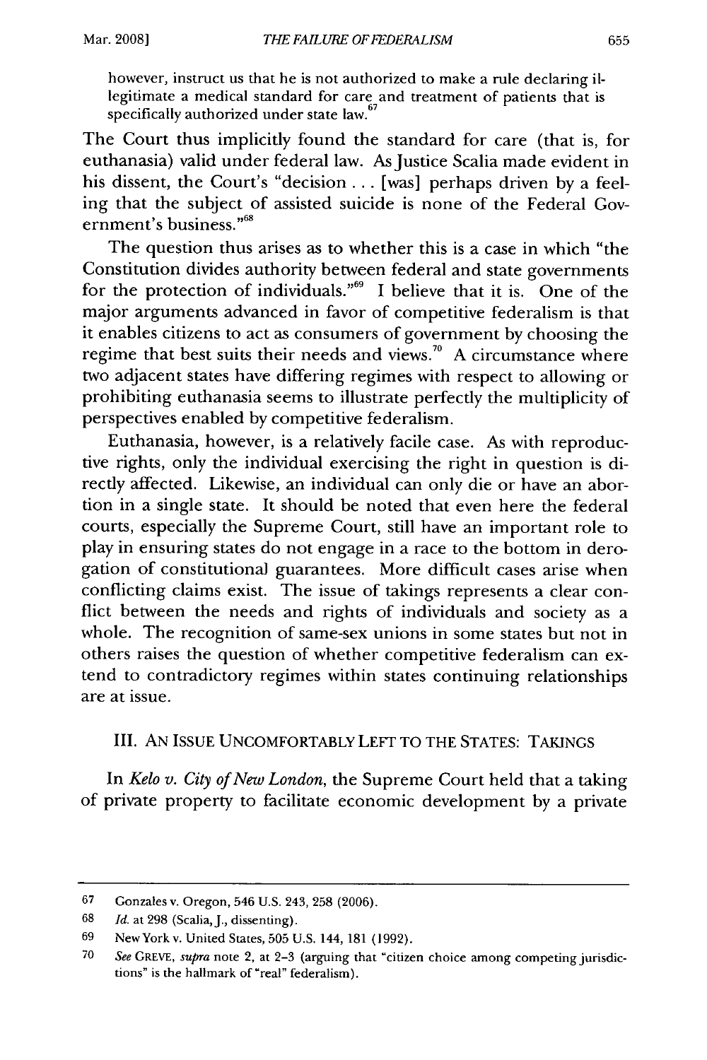however, instruct us that he is not authorized to make a rule declaring illegitimate a medical standard for care and treatment of patients that is specifically authorized under state law.[67]

The Court thus implicitly found the standard for care (that is, for euthanasia) valid under federal law. As Justice Scalia made evident in his dissent, the Court's "decision . . . [was] perhaps driven by a feeling that the subject of assisted suicide is none of the Federal Government's business."[68]

The question thus arises as to whether this is a case in which "the Constitution divides authority between federal and state governments for the protection of individuals."[69] I believe that it is. One of the major arguments advanced in favor of competitive federalism is that it enables citizens to act as consumers of government by choosing the regime that best suits their needs and views.[70] A circumstance where two adjacent states have differing regimes with respect to allowing or prohibiting euthanasia seems to illustrate perfectly the multiplicity of perspectives enabled by competitive federalism.

Euthanasia, however, is a relatively facile case. As with reproductive rights, only the individual exercising the right in question is directly affected. Likewise, an individual can only die or have an abortion in a single state. It should be noted that even here the federal courts, especially the Supreme Court, still have an important role to play in ensuring states do not engage in a race to the bottom in derogation of constitutional guarantees. More difficult cases arise when conflicting claims exist. The issue of takings represents a clear conflict between the needs and rights of individuals and society as a whole. The recognition of same-sex unions in some states but not in others raises the question of whether competitive federalism can extend to contradictory regimes within states continuing relationships are at issue.

## III. AN ISSUE UNCOMFORTABLY LEFT TO THE STATES: TAKINGS

In *Kelo v. City of New London*, the Supreme Court held that a taking of private property to facilitate economic development by a private

---

67 Gonzales v. Oregon, 546 U.S. 243, 258 (2006).

68 *Id.* at 298 (Scalia, J., dissenting).

69 New York v. United States, 505 U.S. 144, 181 (1992).

70 *See* GREVE, *supra* note 2, at 2-3 (arguing that "citizen choice among competing jurisdictions" is the hallmark of "real" federalism).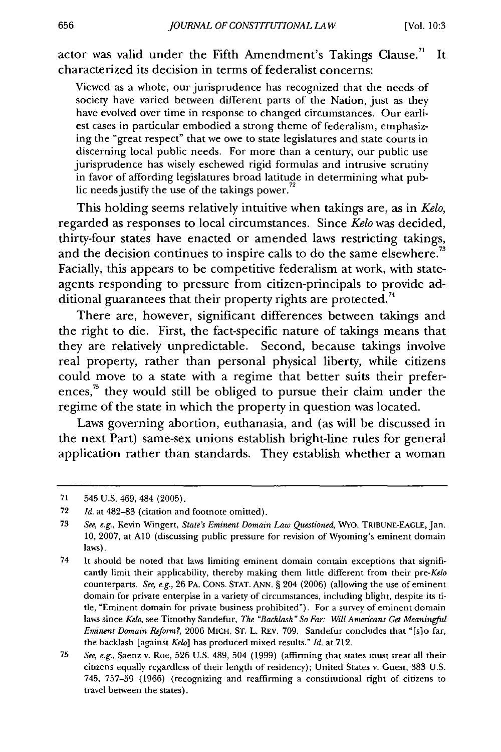actor was valid under the Fifth Amendment's Takings Clause.[71] It characterized its decision in terms of federalist concerns:

> Viewed as a whole, our jurisprudence has recognized that the needs of society have varied between different parts of the Nation, just as they have evolved over time in response to changed circumstances. Our earliest cases in particular embodied a strong theme of federalism, emphasizing the "great respect" that we owe to state legislatures and state courts in discerning local public needs. For more than a century, our public use jurisprudence has wisely eschewed rigid formulas and intrusive scrutiny in favor of affording legislatures broad latitude in determining what public needs justify the use of the takings power.[72]

This holding seems relatively intuitive when takings are, as in *Kelo*, regarded as responses to local circumstances. Since *Kelo* was decided, thirty-four states have enacted or amended laws restricting takings, and the decision continues to inspire calls to do the same elsewhere.[73] Facially, this appears to be competitive federalism at work, with state-agents responding to pressure from citizen-principals to provide additional guarantees that their property rights are protected.[74]

There are, however, significant differences between takings and the right to die. First, the fact-specific nature of takings means that they are relatively unpredictable. Second, because takings involve real property, rather than personal physical liberty, while citizens could move to a state with a regime that better suits their preferences,[75] they would still be obliged to pursue their claim under the regime of the state in which the property in question was located.

Laws governing abortion, euthanasia, and (as will be discussed in the next Part) same-sex unions establish bright-line rules for general application rather than standards. They establish whether a woman

---

71 545 U.S. 469, 484 (2005).

72 *Id.* at 482–83 (citation and footnote omitted).

73 *See, e.g.*, Kevin Wingert, *State's Eminent Domain Law Questioned*, WYO. TRIBUNE-EAGLE, Jan. 10, 2007, at A10 (discussing public pressure for revision of Wyoming's eminent domain laws).

74 It should be noted that laws limiting eminent domain contain exceptions that significantly limit their applicability, thereby making them little different from their pre-*Kelo* counterparts. *See, e.g.*, 26 PA. CONS. STAT. ANN. § 204 (2006) (allowing the use of eminent domain for private enterpise in a variety of circumstances, including blight, despite its title, "Eminent domain for private business prohibited"). For a survey of eminent domain laws since *Kelo*, see Timothy Sandefur, *The "Backlash" So Far: Will Americans Get Meaningful Eminent Domain Reform?*, 2006 MICH. ST. L. REV. 709. Sandefur concludes that "[s]o far, the backlash [against *Kelo*] has produced mixed results." *Id.* at 712.

75 *See, e.g.*, Saenz v. Roe, 526 U.S. 489, 504 (1999) (affirming that states must treat all their citizens equally regardless of their length of residency); United States v. Guest, 383 U.S. 745, 757–59 (1966) (recognizing and reaffirming a constitutional right of citizens to travel between the states).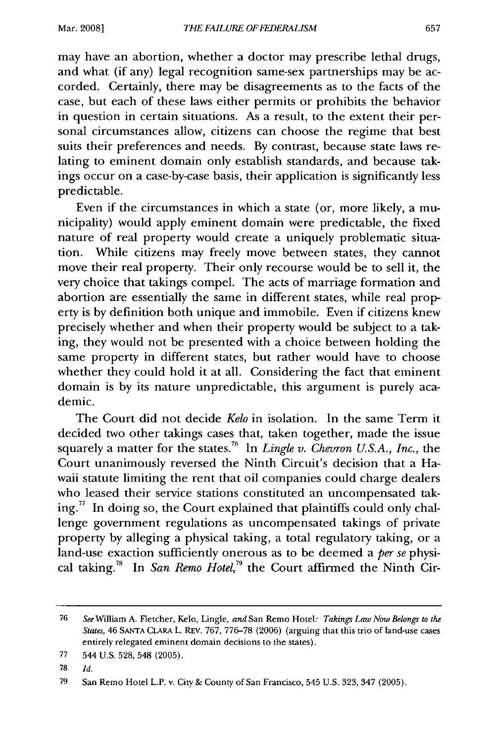may have an abortion, whether a doctor may prescribe lethal drugs, and what (if any) legal recognition same-sex partnerships may be accorded. Certainly, there may be disagreements as to the facts of the case, but each of these laws either permits or prohibits the behavior in question in certain situations. As a result, to the extent their personal circumstances allow, citizens can choose the regime that best suits their preferences and needs. By contrast, because state laws relating to eminent domain only establish standards, and because takings occur on a case-by-case basis, their application is significantly less predictable.

Even if the circumstances in which a state (or, more likely, a municipality) would apply eminent domain were predictable, the fixed nature of real property would create a uniquely problematic situation. While citizens may freely move between states, they cannot move their real property. Their only recourse would be to sell it, the very choice that takings compel. The acts of marriage formation and abortion are essentially the same in different states, while real property is by definition both unique and immobile. Even if citizens knew precisely whether and when their property would be subject to a taking, they would not be presented with a choice between holding the same property in different states, but rather would have to choose whether they could hold it at all. Considering the fact that eminent domain is by its nature unpredictable, this argument is purely academic.

The Court did not decide *Kelo* in isolation. In the same Term it decided two other takings cases that, taken together, made the issue squarely a matter for the states.[76] In *Lingle v. Chevron U.S.A., Inc.*, the Court unanimously reversed the Ninth Circuit's decision that a Hawaii statute limiting the rent that oil companies could charge dealers who leased their service stations constituted an uncompensated taking.[77] In doing so, the Court explained that plaintiffs could only challenge government regulations as uncompensated takings of private property by alleging a physical taking, a total regulatory taking, or a land-use exaction sufficiently onerous as to be deemed a *per se* physical taking.[78] In *San Remo Hotel*,[79] the Court affirmed the Ninth Cir-

---

76 *See* William A. Fletcher, Kelo, Lingle, *and* San Remo Hotel*: Takings Law Now Belongs to the States*, 46 SANTA CLARA L. REV. 767, 776–78 (2006) (arguing that this trio of land-use cases entirely relegated eminent domain decisions to the states).

77 544 U.S. 528, 548 (2005).

78 *Id.*

79 San Remo Hotel L.P. v. City & County of San Francisco, 545 U.S. 323, 347 (2005).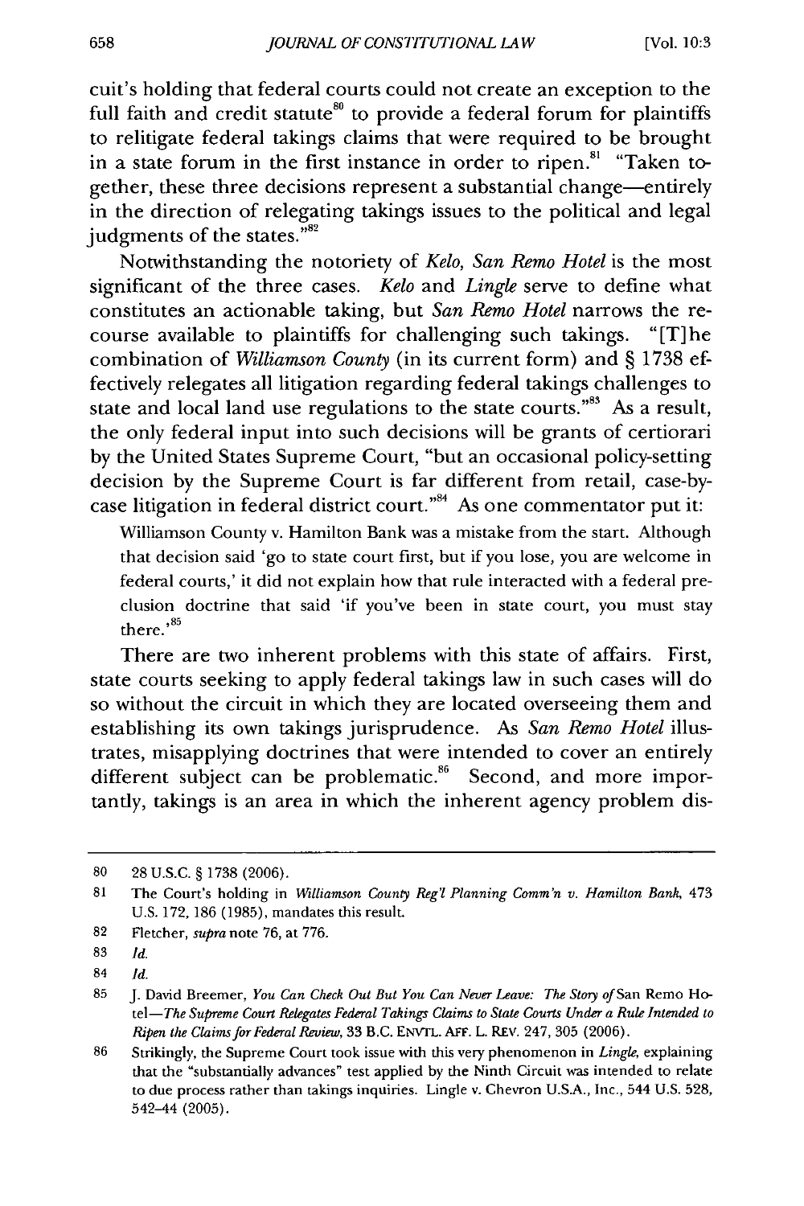cuit's holding that federal courts could not create an exception to the full faith and credit statute[80] to provide a federal forum for plaintiffs to relitigate federal takings claims that were required to be brought in a state forum in the first instance in order to ripen.[81] "Taken together, these three decisions represent a substantial change—entirely in the direction of relegating takings issues to the political and legal judgments of the states."[82]

Notwithstanding the notoriety of *Kelo*, *San Remo Hotel* is the most significant of the three cases. *Kelo* and *Lingle* serve to define what constitutes an actionable taking, but *San Remo Hotel* narrows the recourse available to plaintiffs for challenging such takings. "[T]he combination of *Williamson County* (in its current form) and § 1738 effectively relegates all litigation regarding federal takings challenges to state and local land use regulations to the state courts."[83] As a result, the only federal input into such decisions will be grants of certiorari by the United States Supreme Court, "but an occasional policy-setting decision by the Supreme Court is far different from retail, case-by-case litigation in federal district court."[84] As one commentator put it:

> Williamson County v. Hamilton Bank was a mistake from the start. Although that decision said 'go to state court first, but if you lose, you are welcome in federal courts,' it did not explain how that rule interacted with a federal preclusion doctrine that said 'if you've been in state court, you must stay there.'[85]

There are two inherent problems with this state of affairs. First, state courts seeking to apply federal takings law in such cases will do so without the circuit in which they are located overseeing them and establishing its own takings jurisprudence. As *San Remo Hotel* illustrates, misapplying doctrines that were intended to cover an entirely different subject can be problematic.[86] Second, and more importantly, takings is an area in which the inherent agency problem dis-

---

80 28 U.S.C. § 1738 (2006).

81 The Court's holding in *Williamson County Reg'l Planning Comm'n v. Hamilton Bank*, 473 U.S. 172, 186 (1985), mandates this result.

82 Fletcher, *supra* note 76, at 776.

83 *Id.*

84 *Id.*

85 J. David Breemer, *You Can Check Out But You Can Never Leave: The Story of* San Remo Hotel—*The Supreme Court Relegates Federal Takings Claims to State Courts Under a Rule Intended to Ripen the Claims for Federal Review*, 33 B.C. ENVTL. AFF. L. REV. 247, 305 (2006).

86 Strikingly, the Supreme Court took issue with this very phenomenon in *Lingle*, explaining that the "substantially advances" test applied by the Ninth Circuit was intended to relate to due process rather than takings inquiries. Lingle v. Chevron U.S.A., Inc., 544 U.S. 528, 542–44 (2005).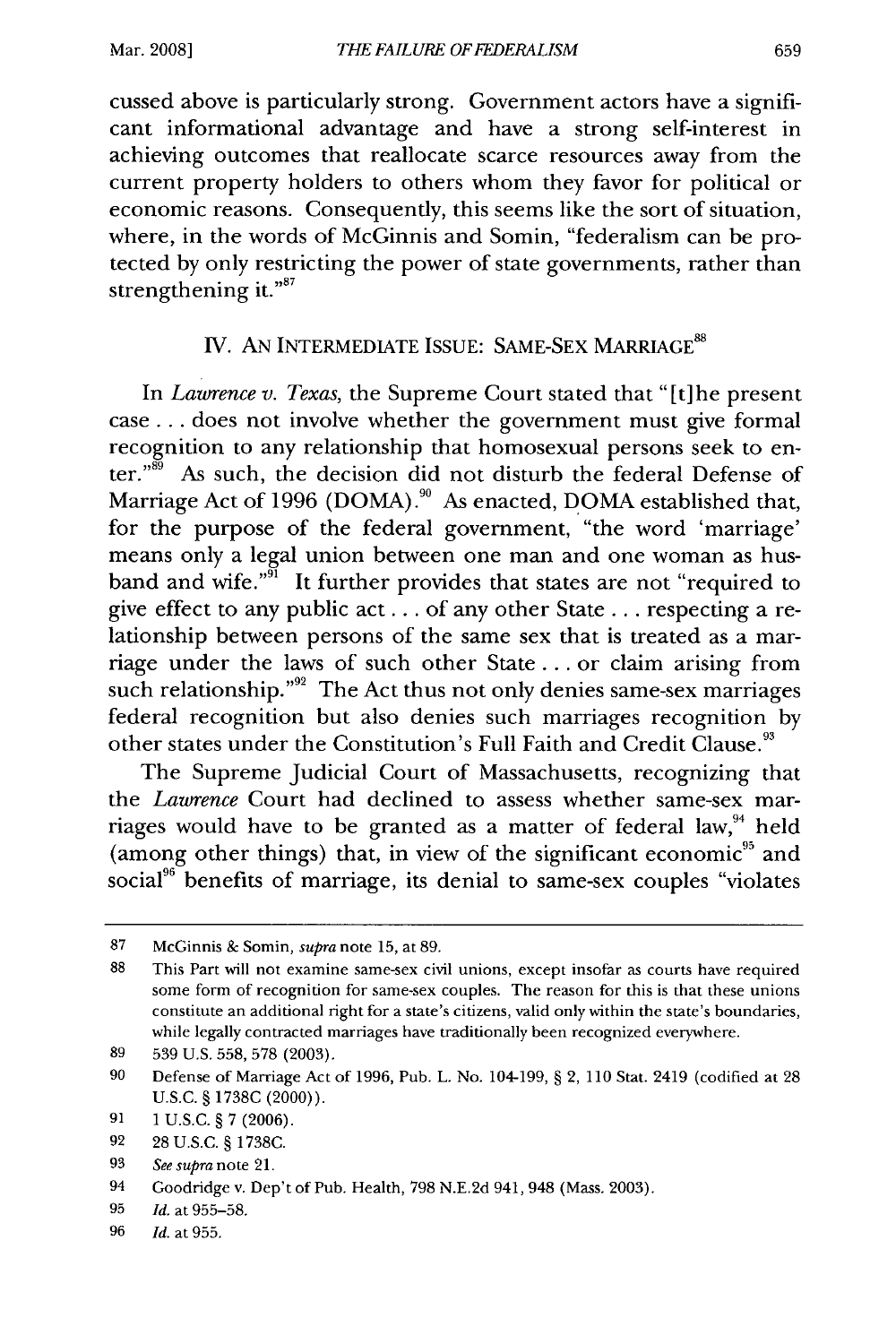cussed above is particularly strong. Government actors have a significant informational advantage and have a strong self-interest in achieving outcomes that reallocate scarce resources away from the current property holders to others whom they favor for political or economic reasons. Consequently, this seems like the sort of situation, where, in the words of McGinnis and Somin, "federalism can be protected by only restricting the power of state governments, rather than strengthening it."[87]

## IV. AN INTERMEDIATE ISSUE: SAME-SEX MARRIAGE[88]

In *Lawrence v. Texas*, the Supreme Court stated that "[t]he present case . . . does not involve whether the government must give formal recognition to any relationship that homosexual persons seek to enter."[89] As such, the decision did not disturb the federal Defense of Marriage Act of 1996 (DOMA).[90] As enacted, DOMA established that, for the purpose of the federal government, "the word 'marriage' means only a legal union between one man and one woman as husband and wife."[91] It further provides that states are not "required to give effect to any public act . . . of any other State . . . respecting a relationship between persons of the same sex that is treated as a marriage under the laws of such other State . . . or claim arising from such relationship."[92] The Act thus not only denies same-sex marriages federal recognition but also denies such marriages recognition by other states under the Constitution's Full Faith and Credit Clause.[93]

The Supreme Judicial Court of Massachusetts, recognizing that the *Lawrence* Court had declined to assess whether same-sex marriages would have to be granted as a matter of federal law,[94] held (among other things) that, in view of the significant economic[95] and social[96] benefits of marriage, its denial to same-sex couples "violates

---

87 McGinnis & Somin, *supra* note 15, at 89.

88 This Part will not examine same-sex civil unions, except insofar as courts have required some form of recognition for same-sex couples. The reason for this is that these unions constitute an additional right for a state's citizens, valid only within the state's boundaries, while legally contracted marriages have traditionally been recognized everywhere.

89 539 U.S. 558, 578 (2003).

90 Defense of Marriage Act of 1996, Pub. L. No. 104-199, § 2, 110 Stat. 2419 (codified at 28 U.S.C. § 1738C (2000)).

91 1 U.S.C. § 7 (2006).

92 28 U.S.C. § 1738C.

93 *See supra* note 21.

94 Goodridge v. Dep't of Pub. Health, 798 N.E.2d 941, 948 (Mass. 2003).

95 *Id.* at 955–58.

96 *Id.* at 955.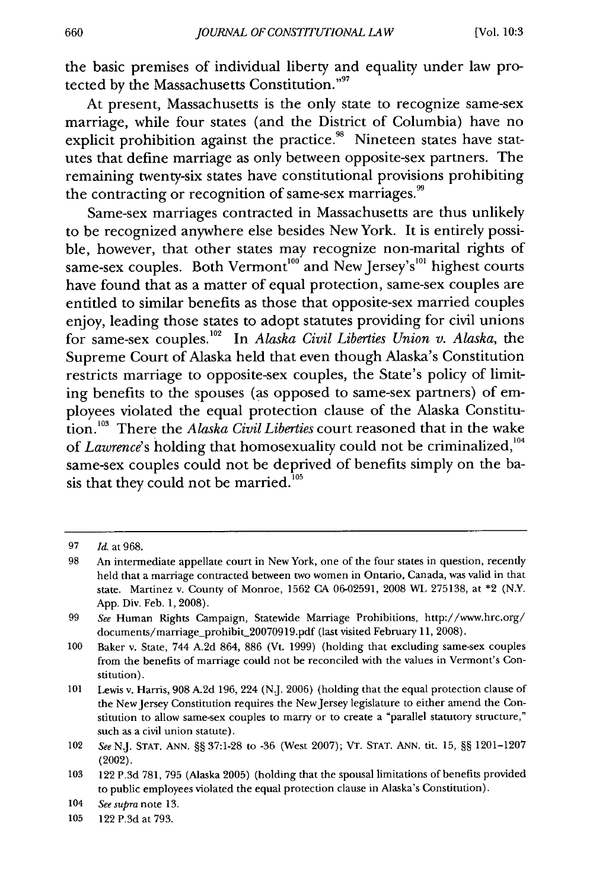the basic premises of individual liberty and equality under law protected by the Massachusetts Constitution."[97]

At present, Massachusetts is the only state to recognize same-sex marriage, while four states (and the District of Columbia) have no explicit prohibition against the practice.[98] Nineteen states have statutes that define marriage as only between opposite-sex partners. The remaining twenty-six states have constitutional provisions prohibiting the contracting or recognition of same-sex marriages.[99]

Same-sex marriages contracted in Massachusetts are thus unlikely to be recognized anywhere else besides New York. It is entirely possible, however, that other states may recognize non-marital rights of same-sex couples. Both Vermont[100] and New Jersey's[101] highest courts have found that as a matter of equal protection, same-sex couples are entitled to similar benefits as those that opposite-sex married couples enjoy, leading those states to adopt statutes providing for civil unions for same-sex couples.[102] In *Alaska Civil Liberties Union v. Alaska*, the Supreme Court of Alaska held that even though Alaska's Constitution restricts marriage to opposite-sex couples, the State's policy of limiting benefits to the spouses (as opposed to same-sex partners) of employees violated the equal protection clause of the Alaska Constitution.[103] There the *Alaska Civil Liberties* court reasoned that in the wake of *Lawrence*'s holding that homosexuality could not be criminalized,[104] same-sex couples could not be deprived of benefits simply on the basis that they could not be married.[105]

---

97 *Id.* at 968.

98 An intermediate appellate court in New York, one of the four states in question, recently held that a marriage contracted between two women in Ontario, Canada, was valid in that state. Martinez v. County of Monroe, 1562 CA 06-02591, 2008 WL 275138, at *2 (N.Y. App. Div. Feb. 1, 2008).

99 *See* Human Rights Campaign, Statewide Marriage Prohibitions, http://www.hrc.org/documents/marriage_prohibit_20070919.pdf (last visited February 11, 2008).

100 Baker v. State, 744 A.2d 864, 886 (Vt. 1999) (holding that excluding same-sex couples from the benefits of marriage could not be reconciled with the values in Vermont's Constitution).

101 Lewis v. Harris, 908 A.2d 196, 224 (N.J. 2006) (holding that the equal protection clause of the New Jersey Constitution requires the New Jersey legislature to either amend the Constitution to allow same-sex couples to marry or to create a "parallel statutory structure," such as a civil union statute).

102 *See* N.J. STAT. ANN. §§ 37:1-28 to -36 (West 2007); VT. STAT. ANN. tit. 15, §§ 1201–1207 (2002).

103 122 P.3d 781, 795 (Alaska 2005) (holding that the spousal limitations of benefits provided to public employees violated the equal protection clause in Alaska's Constitution).

104 *See supra* note 13.

105 122 P.3d at 793.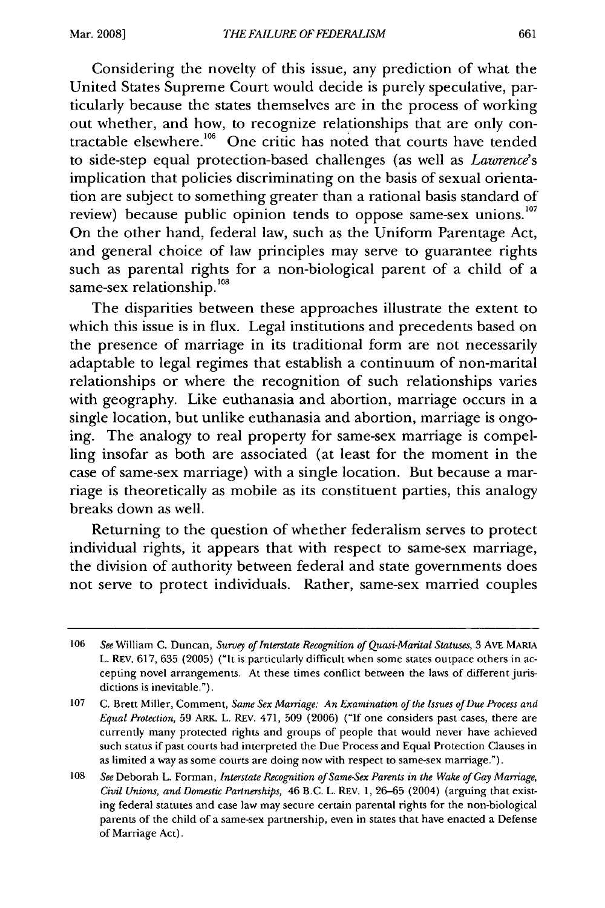Considering the novelty of this issue, any prediction of what the United States Supreme Court would decide is purely speculative, particularly because the states themselves are in the process of working out whether, and how, to recognize relationships that are only contractable elsewhere.[106] One critic has noted that courts have tended to side-step equal protection-based challenges (as well as *Lawrence's* implication that policies discriminating on the basis of sexual orientation are subject to something greater than a rational basis standard of review) because public opinion tends to oppose same-sex unions.[107] On the other hand, federal law, such as the Uniform Parentage Act, and general choice of law principles may serve to guarantee rights such as parental rights for a non-biological parent of a child of a same-sex relationship.[108]

The disparities between these approaches illustrate the extent to which this issue is in flux. Legal institutions and precedents based on the presence of marriage in its traditional form are not necessarily adaptable to legal regimes that establish a continuum of non-marital relationships or where the recognition of such relationships varies with geography. Like euthanasia and abortion, marriage occurs in a single location, but unlike euthanasia and abortion, marriage is ongoing. The analogy to real property for same-sex marriage is compelling insofar as both are associated (at least for the moment in the case of same-sex marriage) with a single location. But because a marriage is theoretically as mobile as its constituent parties, this analogy breaks down as well.

Returning to the question of whether federalism serves to protect individual rights, it appears that with respect to same-sex marriage, the division of authority between federal and state governments does not serve to protect individuals. Rather, same-sex married couples

---

106 *See* William C. Duncan, *Survey of Interstate Recognition of Quasi-Marital Statuses*, 3 AVE MARIA L. REV. 617, 635 (2005) ("It is particularly difficult when some states outpace others in accepting novel arrangements. At these times conflict between the laws of different jurisdictions is inevitable.").

107 C. Brett Miller, Comment, *Same Sex Marriage: An Examination of the Issues of Due Process and Equal Protection*, 59 ARK. L. REV. 471, 509 (2006) ("If one considers past cases, there are currently many protected rights and groups of people that would never have achieved such status if past courts had interpreted the Due Process and Equal Protection Clauses in as limited a way as some courts are doing now with respect to same-sex marriage.").

108 *See* Deborah L. Forman, *Interstate Recognition of Same-Sex Parents in the Wake of Gay Marriage, Civil Unions, and Domestic Partnerships*, 46 B.C. L. REV. 1, 26–65 (2004) (arguing that existing federal statutes and case law may secure certain parental rights for the non-biological parents of the child of a same-sex partnership, even in states that have enacted a Defense of Marriage Act).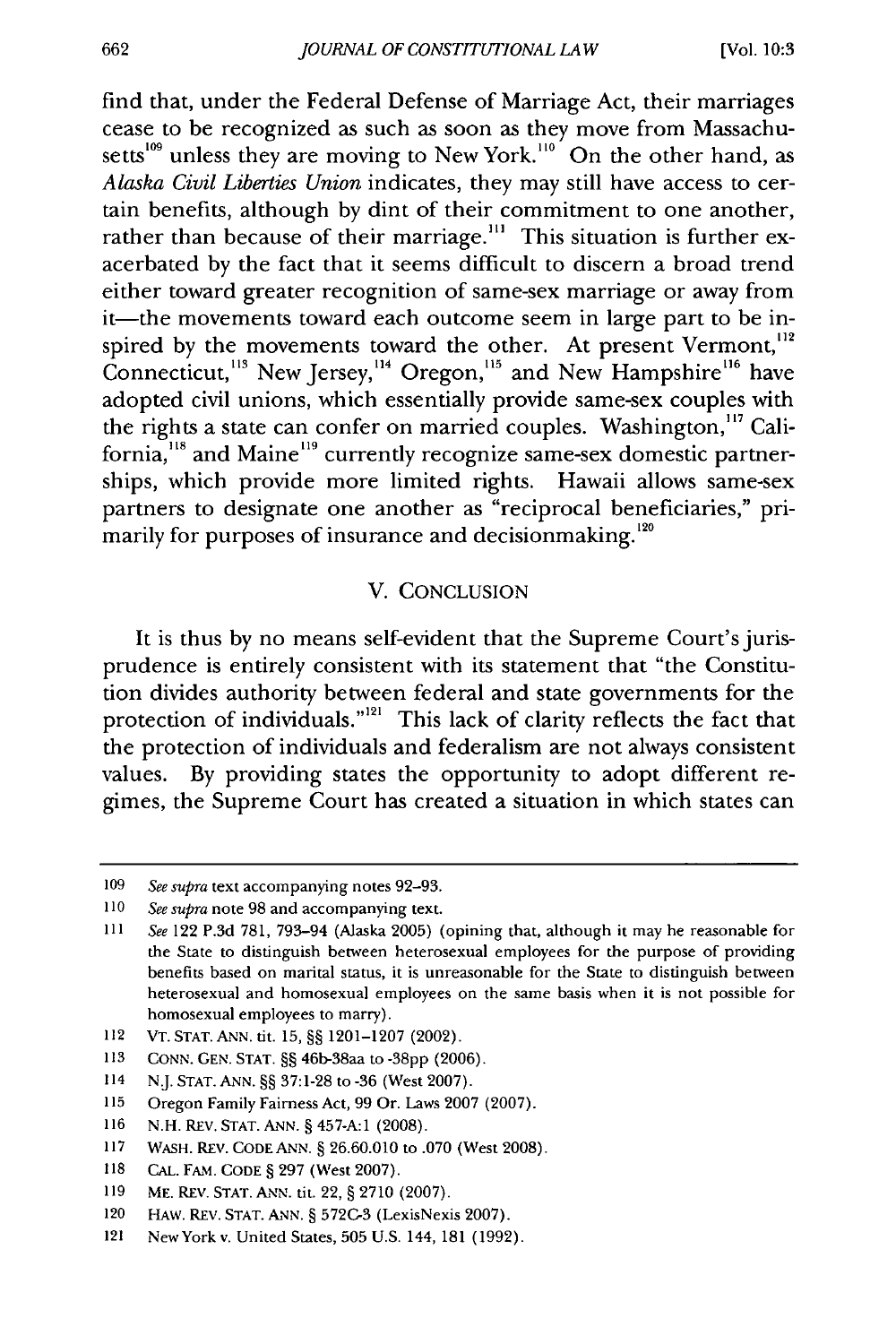find that, under the Federal Defense of Marriage Act, their marriages cease to be recognized as such as soon as they move from Massachusetts[109] unless they are moving to New York.[110] On the other hand, as *Alaska Civil Liberties Union* indicates, they may still have access to certain benefits, although by dint of their commitment to one another, rather than because of their marriage.[111] This situation is further exacerbated by the fact that it seems difficult to discern a broad trend either toward greater recognition of same-sex marriage or away from it—the movements toward each outcome seem in large part to be inspired by the movements toward the other. At present Vermont,[112] Connecticut,[113] New Jersey,[114] Oregon,[115] and New Hampshire[116] have adopted civil unions, which essentially provide same-sex couples with the rights a state can confer on married couples. Washington,[117] California,[118] and Maine[119] currently recognize same-sex domestic partnerships, which provide more limited rights. Hawaii allows same-sex partners to designate one another as "reciprocal beneficiaries," primarily for purposes of insurance and decisionmaking.[120]

## V. CONCLUSION

It is thus by no means self-evident that the Supreme Court's jurisprudence is entirely consistent with its statement that "the Constitution divides authority between federal and state governments for the protection of individuals."[121] This lack of clarity reflects the fact that the protection of individuals and federalism are not always consistent values. By providing states the opportunity to adopt different regimes, the Supreme Court has created a situation in which states can

---

109 *See supra* text accompanying notes 92–93.

110 *See supra* note 98 and accompanying text.

111 *See* 122 P.3d 781, 793–94 (Alaska 2005) (opining that, although it may be reasonable for the State to distinguish between heterosexual employees for the purpose of providing benefits based on marital status, it is unreasonable for the State to distinguish between heterosexual and homosexual employees on the same basis when it is not possible for homosexual employees to marry).

112 VT. STAT. ANN. tit. 15, §§ 1201–1207 (2002).

113 CONN. GEN. STAT. §§ 46b-38aa to -38pp (2006).

114 N.J. STAT. ANN. §§ 37:1-28 to -36 (West 2007).

115 Oregon Family Fairness Act, 99 Or. Laws 2007 (2007).

116 N.H. REV. STAT. ANN. § 457-A:1 (2008).

117 WASH. REV. CODE ANN. § 26.60.010 to .070 (West 2008).

118 CAL. FAM. CODE § 297 (West 2007).

119 ME. REV. STAT. ANN. tit. 22, § 2710 (2007).

120 HAW. REV. STAT. ANN. § 572C-3 (LexisNexis 2007).

121 New York v. United States, 505 U.S. 144, 181 (1992).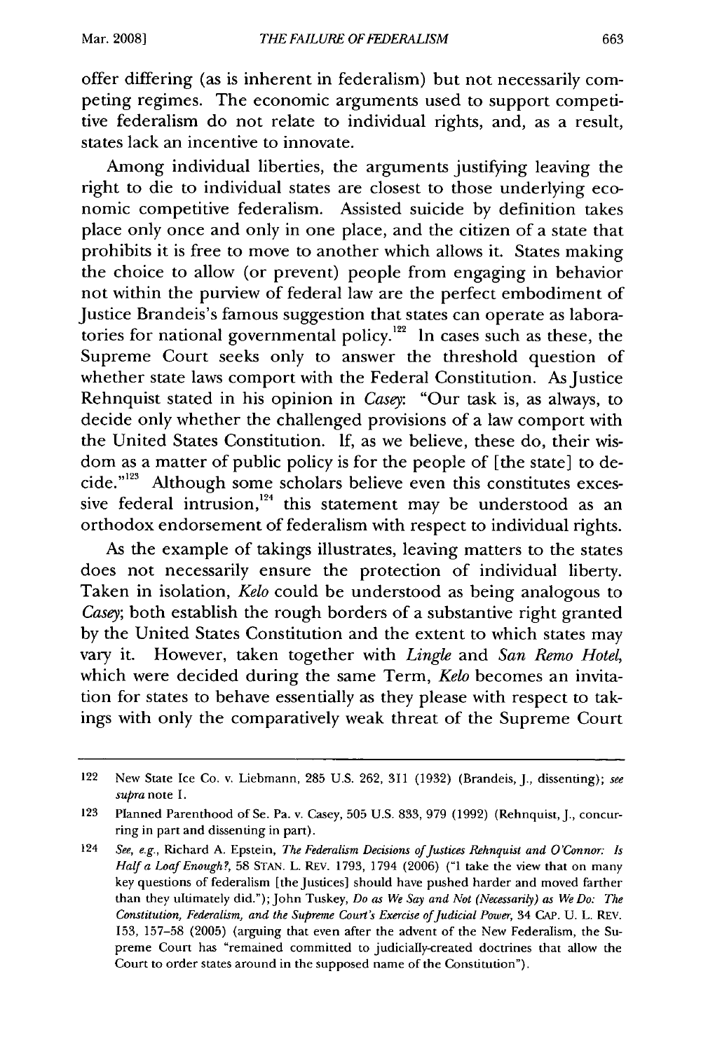offer differing (as is inherent in federalism) but not necessarily competing regimes. The economic arguments used to support competitive federalism do not relate to individual rights, and, as a result, states lack an incentive to innovate.

Among individual liberties, the arguments justifying leaving the right to die to individual states are closest to those underlying economic competitive federalism. Assisted suicide by definition takes place only once and only in one place, and the citizen of a state that prohibits it is free to move to another which allows it. States making the choice to allow (or prevent) people from engaging in behavior not within the purview of federal law are the perfect embodiment of Justice Brandeis's famous suggestion that states can operate as laboratories for national governmental policy.[122] In cases such as these, the Supreme Court seeks only to answer the threshold question of whether state laws comport with the Federal Constitution. As Justice Rehnquist stated in his opinion in *Casey*: "Our task is, as always, to decide only whether the challenged provisions of a law comport with the United States Constitution. If, as we believe, these do, their wisdom as a matter of public policy is for the people of [the state] to decide."[123] Although some scholars believe even this constitutes excessive federal intrusion,[124] this statement may be understood as an orthodox endorsement of federalism with respect to individual rights.

As the example of takings illustrates, leaving matters to the states does not necessarily ensure the protection of individual liberty. Taken in isolation, *Kelo* could be understood as being analogous to *Casey*; both establish the rough borders of a substantive right granted by the United States Constitution and the extent to which states may vary it. However, taken together with *Lingle* and *San Remo Hotel*, which were decided during the same Term, *Kelo* becomes an invitation for states to behave essentially as they please with respect to takings with only the comparatively weak threat of the Supreme Court

---

122 New State Ice Co. v. Liebmann, 285 U.S. 262, 311 (1932) (Brandeis, J., dissenting); *see supra* note 1.

123 Planned Parenthood of Se. Pa. v. Casey, 505 U.S. 833, 979 (1992) (Rehnquist, J., concurring in part and dissenting in part).

124 *See, e.g.*, Richard A. Epstein, *The Federalism Decisions of Justices Rehnquist and O'Connor: Is Half a Loaf Enough?*, 58 STAN. L. REV. 1793, 1794 (2006) ("I take the view that on many key questions of federalism [the Justices] should have pushed harder and moved farther than they ultimately did."); John Tuskey, *Do as We Say and Not (Necessarily) as We Do: The Constitution, Federalism, and the Supreme Court's Exercise of Judicial Power*, 34 CAP. U. L. REV. 153, 157–58 (2005) (arguing that even after the advent of the New Federalism, the Supreme Court has "remained committed to judicially-created doctrines that allow the Court to order states around in the supposed name of the Constitution").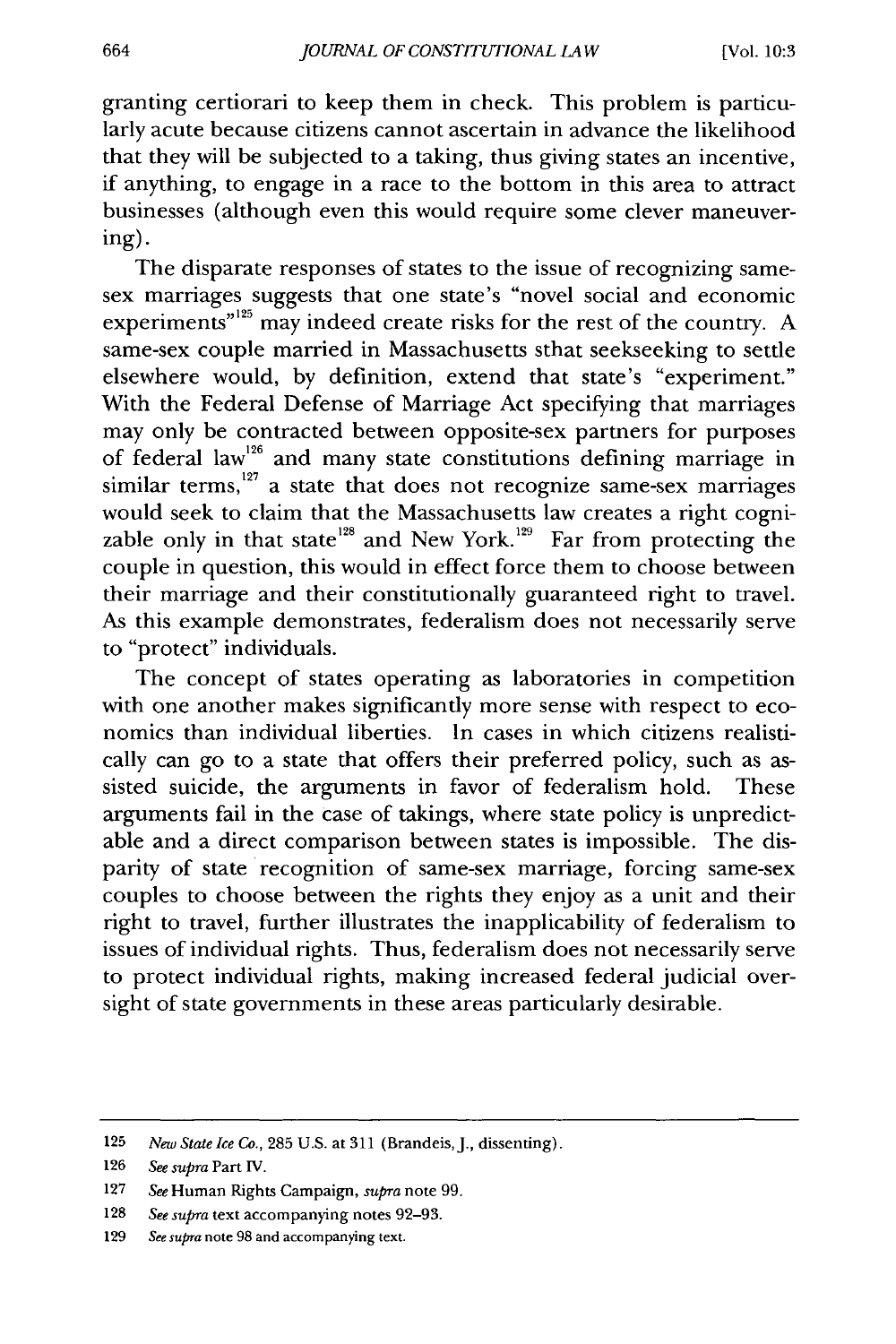granting certiorari to keep them in check. This problem is particularly acute because citizens cannot ascertain in advance the likelihood that they will be subjected to a taking, thus giving states an incentive, if anything, to engage in a race to the bottom in this area to attract businesses (although even this would require some clever maneuvering).

The disparate responses of states to the issue of recognizing same-sex marriages suggests that one state's "novel social and economic experiments"[125] may indeed create risks for the rest of the country. A same-sex couple married in Massachusetts sthat seekseeking to settle elsewhere would, by definition, extend that state's "experiment." With the Federal Defense of Marriage Act specifying that marriages may only be contracted between opposite-sex partners for purposes of federal law[126] and many state constitutions defining marriage in similar terms,[127] a state that does not recognize same-sex marriages would seek to claim that the Massachusetts law creates a right cognizable only in that state[128] and New York.[129] Far from protecting the couple in question, this would in effect force them to choose between their marriage and their constitutionally guaranteed right to travel. As this example demonstrates, federalism does not necessarily serve to "protect" individuals.

The concept of states operating as laboratories in competition with one another makes significantly more sense with respect to economics than individual liberties. In cases in which citizens realistically can go to a state that offers their preferred policy, such as assisted suicide, the arguments in favor of federalism hold. These arguments fail in the case of takings, where state policy is unpredictable and a direct comparison between states is impossible. The disparity of state recognition of same-sex marriage, forcing same-sex couples to choose between the rights they enjoy as a unit and their right to travel, further illustrates the inapplicability of federalism to issues of individual rights. Thus, federalism does not necessarily serve to protect individual rights, making increased federal judicial oversight of state governments in these areas particularly desirable.

---

125 *New State Ice Co.*, 285 U.S. at 311 (Brandeis, J., dissenting).

126 *See supra* Part IV.

127 *See* Human Rights Campaign, *supra* note 99.

128 *See supra* text accompanying notes 92–93.

129 *See supra* note 98 and accompanying text.